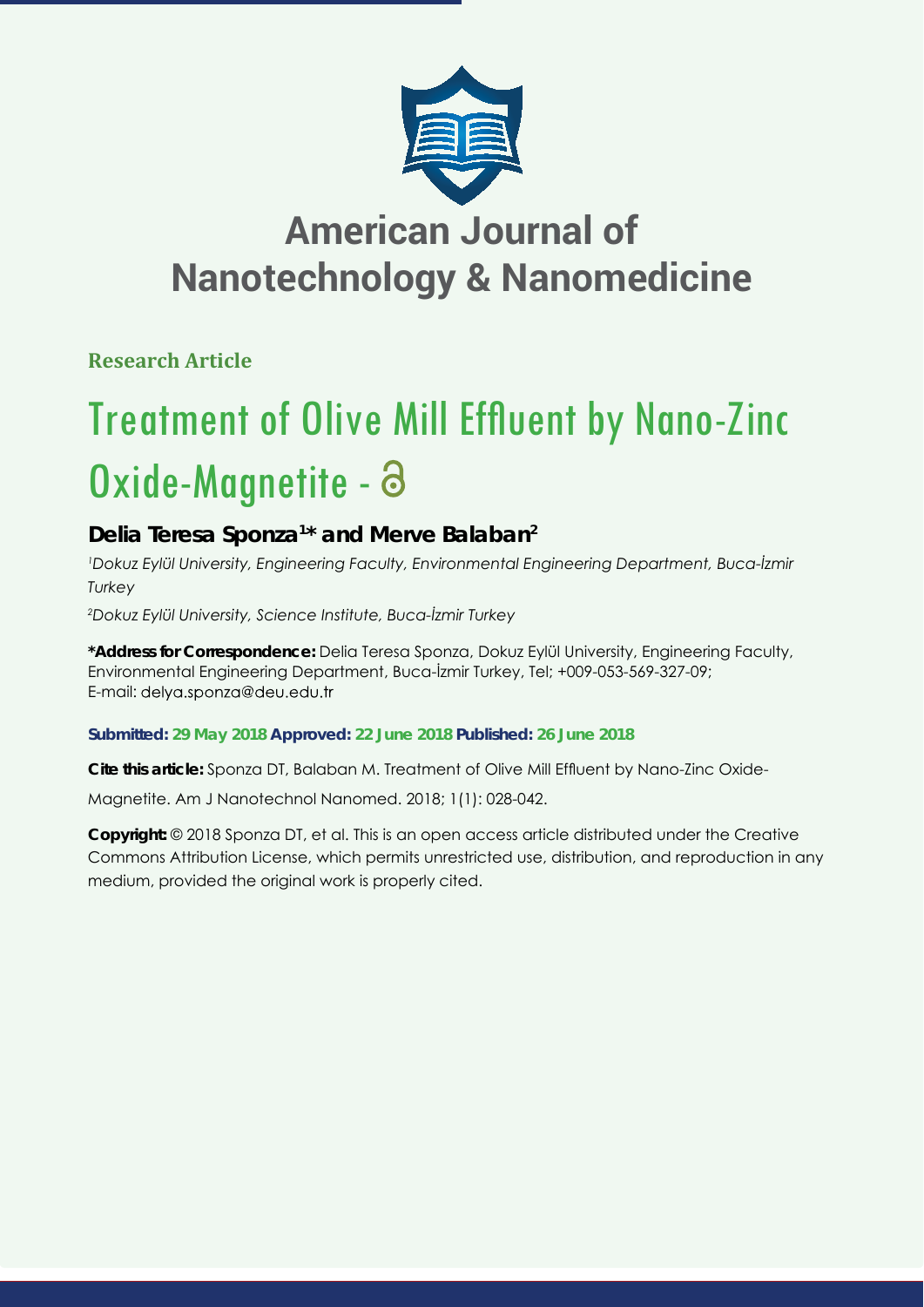# American Journal of Nanotechnology & Nanomedicine

**Research Article**

# Treatment of Olive Mill Effluent by Nano-Zinc Oxide-Magnetite -

**Delia Teresa Sponza[1]* and Merve Balaban[2]**

*[1]Dokuz Eylül University, Engineering Faculty, Environmental Engineering Department, Buca-İzmir Turkey*

*[2]Dokuz Eylül University, Science Institute, Buca-İzmir Turkey*

**\*Address for Correspondence:** Delia Teresa Sponza, Dokuz Eylül University, Engineering Faculty, Environmental Engineering Department, Buca-İzmir Turkey, Tel; +009-053-569-327-09; E-mail: delya.sponza@deu.edu.tr

**Submitted: 29 May 2018 Approved: 22 June 2018 Published: 26 June 2018**

**Cite this article:** Sponza DT, Balaban M. Treatment of Olive Mill Effluent by Nano-Zinc Oxide-Magnetite. Am J Nanotechnol Nanomed. 2018; 1(1): 028-042.

**Copyright:** © 2018 Sponza DT, et al. This is an open access article distributed under the Creative Commons Attribution License, which permits unrestricted use, distribution, and reproduction in any medium, provided the original work is properly cited.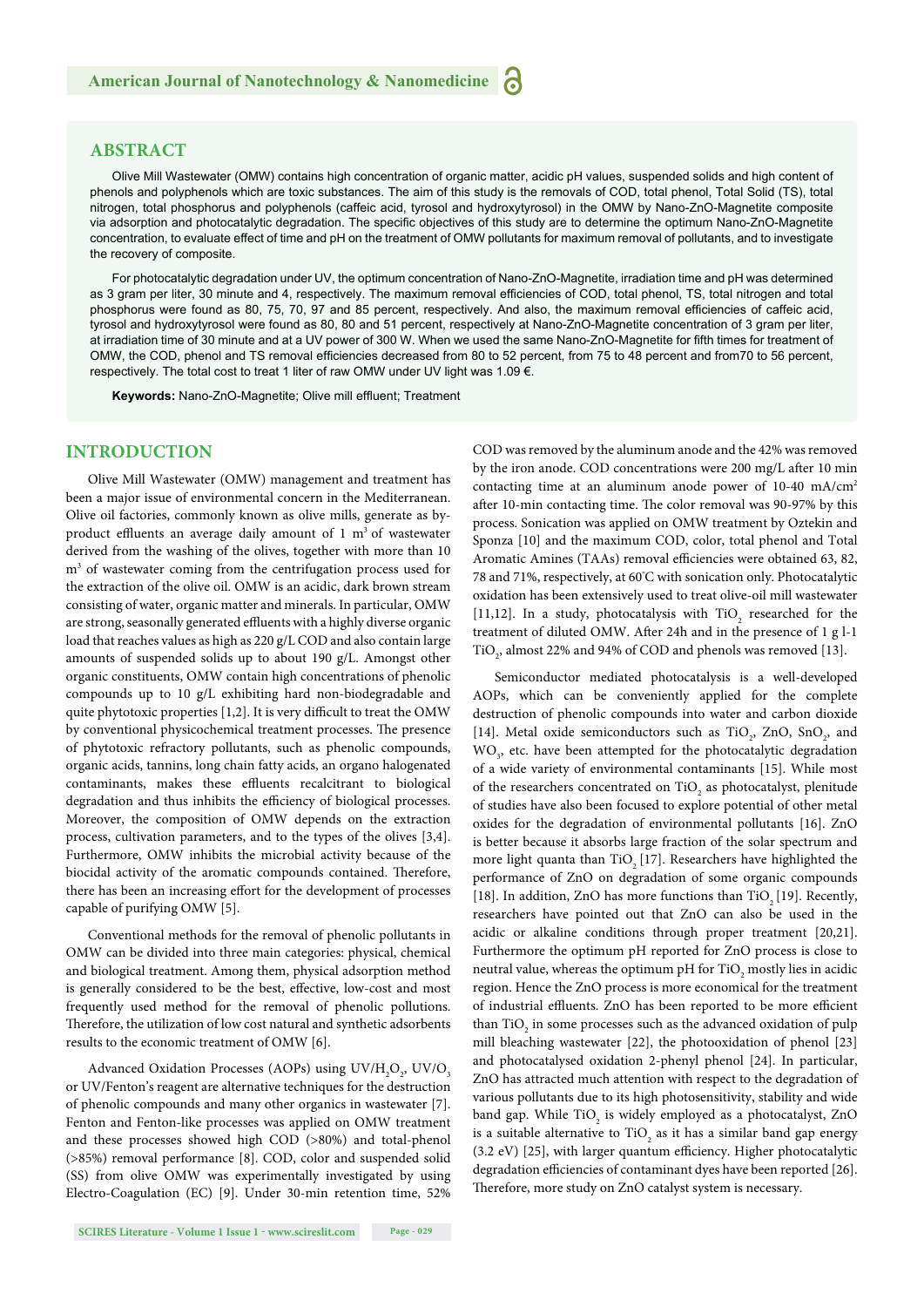## ABSTRACT

Olive Mill Wastewater (OMW) contains high concentration of organic matter, acidic pH values, suspended solids and high content of phenols and polyphenols which are toxic substances. The aim of this study is the removals of COD, total phenol, Total Solid (TS), total nitrogen, total phosphorus and polyphenols (caffeic acid, tyrosol and hydroxytyrosol) in the OMW by Nano-ZnO-Magnetite composite via adsorption and photocatalytic degradation. The specific objectives of this study are to determine the optimum Nano-ZnO-Magnetite concentration, to evaluate effect of time and pH on the treatment of OMW pollutants for maximum removal of pollutants, and to investigate the recovery of composite.

For photocatalytic degradation under UV, the optimum concentration of Nano-ZnO-Magnetite, irradiation time and pH was determined as 3 gram per liter, 30 minute and 4, respectively. The maximum removal efficiencies of COD, total phenol, TS, total nitrogen and total phosphorus were found as 80, 75, 70, 97 and 85 percent, respectively. And also, the maximum removal efficiencies of caffeic acid, tyrosol and hydroxytyrosol were found as 80, 80 and 51 percent, respectively at Nano-ZnO-Magnetite concentration of 3 gram per liter, at irradiation time of 30 minute and at a UV power of 300 W. When we used the same Nano-ZnO-Magnetite for fifth times for treatment of OMW, the COD, phenol and TS removal efficiencies decreased from 80 to 52 percent, from 75 to 48 percent and from70 to 56 percent, respectively. The total cost to treat 1 liter of raw OMW under UV light was 1.09 €.

**Keywords:** Nano-ZnO-Magnetite; Olive mill effluent; Treatment

## INTRODUCTION

Olive Mill Wastewater (OMW) management and treatment has been a major issue of environmental concern in the Mediterranean. Olive oil factories, commonly known as olive mills, generate as by-product effluents an average daily amount of 1 $m^3$ of wastewater derived from the washing of the olives, together with more than 10 $m^3$ of wastewater coming from the centrifugation process used for the extraction of the olive oil. OMW is an acidic, dark brown stream consisting of water, organic matter and minerals. In particular, OMW are strong, seasonally generated effluents with a highly diverse organic load that reaches values as high as 220 g/L COD and also contain large amounts of suspended solids up to about 190 g/L. Amongst other organic constituents, OMW contain high concentrations of phenolic compounds up to 10 g/L exhibiting hard non-biodegradable and quite phytotoxic properties [1,2]. It is very difficult to treat the OMW by conventional physicochemical treatment processes. The presence of phytotoxic refractory pollutants, such as phenolic compounds, organic acids, tannins, long chain fatty acids, an organo halogenated contaminants, makes these effluents recalcitrant to biological degradation and thus inhibits the efficiency of biological processes. Moreover, the composition of OMW depends on the extraction process, cultivation parameters, and to the types of the olives [3,4]. Furthermore, OMW inhibits the microbial activity because of the biocidal activity of the aromatic compounds contained. Therefore, there has been an increasing effort for the development of processes capable of purifying OMW [5].

Conventional methods for the removal of phenolic pollutants in OMW can be divided into three main categories: physical, chemical and biological treatment. Among them, physical adsorption method is generally considered to be the best, effective, low-cost and most frequently used method for the removal of phenolic pollutions. Therefore, the utilization of low cost natural and synthetic adsorbents results to the economic treatment of OMW [6].

Advanced Oxidation Processes (AOPs) using UV/$H_2O_2$, UV/$O_3$ or UV/Fenton's reagent are alternative techniques for the destruction of phenolic compounds and many other organics in wastewater [7]. Fenton and Fenton-like processes was applied on OMW treatment and these processes showed high COD (>80%) and total-phenol (>85%) removal performance [8]. COD, color and suspended solid (SS) from olive OMW was experimentally investigated by using Electro-Coagulation (EC) [9]. Under 30-min retention time, 52% COD was removed by the aluminum anode and the 42% was removed by the iron anode. COD concentrations were 200 mg/L after 10 min contacting time at an aluminum anode power of 10-40 mA/$cm^2$ after 10-min contacting time. The color removal was 90-97% by this process. Sonication was applied on OMW treatment by Oztekin and Sponza [10] and the maximum COD, color, total phenol and Total Aromatic Amines (TAAs) removal efficiencies were obtained 63, 82, 78 and 71%, respectively, at 60°C with sonication only. Photocatalytic oxidation has been extensively used to treat olive-oil mill wastewater [11,12]. In a study, photocatalysis with $TiO_2$ researched for the treatment of diluted OMW. After 24h and in the presence of 1 g l-1 $TiO_2$, almost 22% and 94% of COD and phenols was removed [13].

Semiconductor mediated photocatalysis is a well-developed AOPs, which can be conveniently applied for the complete destruction of phenolic compounds into water and carbon dioxide [14]. Metal oxide semiconductors such as $TiO_2$, ZnO, $SnO_2$, and $WO_3$, etc. have been attempted for the photocatalytic degradation of a wide variety of environmental contaminants [15]. While most of the researchers concentrated on $TiO_2$ as photocatalyst, plenitude of studies have also been focused to explore potential of other metal oxides for the degradation of environmental pollutants [16]. ZnO is better because it absorbs large fraction of the solar spectrum and more light quanta than $TiO_2$ [17]. Researchers have highlighted the performance of ZnO on degradation of some organic compounds [18]. In addition, ZnO has more functions than $TiO_2$ [19]. Recently, researchers have pointed out that ZnO can also be used in the acidic or alkaline conditions through proper treatment [20,21]. Furthermore the optimum pH reported for ZnO process is close to neutral value, whereas the optimum pH for $TiO_2$ mostly lies in acidic region. Hence the ZnO process is more economical for the treatment of industrial effluents. ZnO has been reported to be more efficient than $TiO_2$ in some processes such as the advanced oxidation of pulp mill bleaching wastewater [22], the photooxidation of phenol [23] and photocatalysed oxidation 2-phenyl phenol [24]. In particular, ZnO has attracted much attention with respect to the degradation of various pollutants due to its high photosensitivity, stability and wide band gap. While $TiO_2$ is widely employed as a photocatalyst, ZnO is a suitable alternative to $TiO_2$ as it has a similar band gap energy (3.2 eV) [25], with larger quantum efficiency. Higher photocatalytic degradation efficiencies of contaminant dyes have been reported [26]. Therefore, more study on ZnO catalyst system is necessary.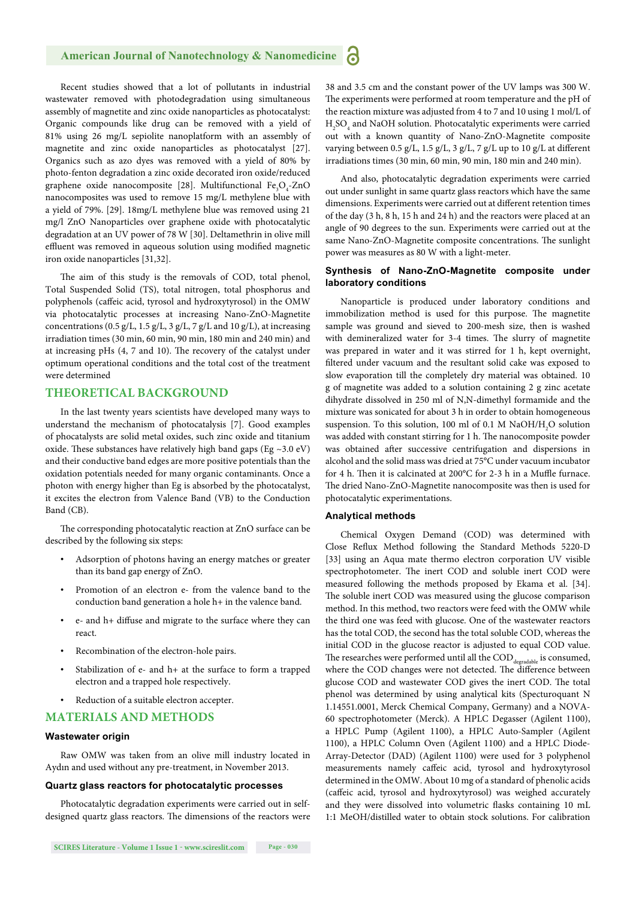Recent studies showed that a lot of pollutants in industrial wastewater removed with photodegradation using simultaneous assembly of magnetite and zinc oxide nanoparticles as photocatalyst: Organic compounds like drug can be removed with a yield of 81% using 26 mg/L sepiolite nanoplatform with an assembly of magnetite and zinc oxide nanoparticles as photocatalyst [27]. Organics such as azo dyes was removed with a yield of 80% by photo-fenton degradation a zinc oxide decorated iron oxide/reduced graphene oxide nanocomposite [28]. Multifunctional $Fe_3O_4$-ZnO nanocomposites was used to remove 15 mg/L methylene blue with a yield of 79%. [29]. 18mg/L methylene blue was removed using 21 mg/l ZnO Nanoparticles over graphene oxide with photocatalytic degradation at an UV power of 78 W [30]. Deltamethrin in olive mill effluent was removed in aqueous solution using modified magnetic iron oxide nanoparticles [31,32].

The aim of this study is the removals of COD, total phenol, Total Suspended Solid (TS), total nitrogen, total phosphorus and polyphenols (caffeic acid, tyrosol and hydroxytyrosol) in the OMW via photocatalytic processes at increasing Nano-ZnO-Magnetite concentrations (0.5 g/L, 1.5 g/L, 3 g/L, 7 g/L and 10 g/L), at increasing irradiation times (30 min, 60 min, 90 min, 180 min and 240 min) and at increasing pHs (4, 7 and 10). The recovery of the catalyst under optimum operational conditions and the total cost of the treatment were determined

## THEORETICAL BACKGROUND

In the last twenty years scientists have developed many ways to understand the mechanism of photocatalysis [7]. Good examples of phocatalysts are solid metal oxides, such zinc oxide and titanium oxide. These substances have relatively high band gaps (Eg ~3.0 eV) and their conductive band edges are more positive potentials than the oxidation potentials needed for many organic contaminants. Once a photon with energy higher than Eg is absorbed by the photocatalyst, it excites the electron from Valence Band (VB) to the Conduction Band (CB).

The corresponding photocatalytic reaction at ZnO surface can be described by the following six steps:

- Adsorption of photons having an energy matches or greater than its band gap energy of ZnO.
- Promotion of an electron e- from the valence band to the conduction band generation a hole h+ in the valence band.
- e- and h+ diffuse and migrate to the surface where they can react.
- Recombination of the electron-hole pairs.
- Stabilization of e- and h+ at the surface to form a trapped electron and a trapped hole respectively.
- Reduction of a suitable electron accepter.

## MATERIALS AND METHODS

### Wastewater origin

Raw OMW was taken from an olive mill industry located in Aydın and used without any pre-treatment, in November 2013.

### Quartz glass reactors for photocatalytic processes

Photocatalytic degradation experiments were carried out in self-designed quartz glass reactors. The dimensions of the reactors were 38 and 3.5 cm and the constant power of the UV lamps was 300 W. The experiments were performed at room temperature and the pH of the reaction mixture was adjusted from 4 to 7 and 10 using 1 mol/L of $H_2SO_4$ and NaOH solution. Photocatalytic experiments were carried out with a known quantity of Nano-ZnO-Magnetite composite varying between 0.5 g/L, 1.5 g/L, 3 g/L, 7 g/L up to 10 g/L at different irradiations times (30 min, 60 min, 90 min, 180 min and 240 min).

And also, photocatalytic degradation experiments were carried out under sunlight in same quartz glass reactors which have the same dimensions. Experiments were carried out at different retention times of the day (3 h, 8 h, 15 h and 24 h) and the reactors were placed at an angle of 90 degrees to the sun. Experiments were carried out at the same Nano-ZnO-Magnetite composite concentrations. The sunlight power was measures as 80 W with a light-meter.

### Synthesis of Nano-ZnO-Magnetite composite under laboratory conditions

Nanoparticle is produced under laboratory conditions and immobilization method is used for this purpose. The magnetite sample was ground and sieved to 200-mesh size, then is washed with demineralized water for 3-4 times. The slurry of magnetite was prepared in water and it was stirred for 1 h, kept overnight, filtered under vacuum and the resultant solid cake was exposed to slow evaporation till the completely dry material was obtained. 10 g of magnetite was added to a solution containing 2 g zinc acetate dihydrate dissolved in 250 ml of N,N-dimethyl formamide and the mixture was sonicated for about 3 h in order to obtain homogeneous suspension. To this solution, 100 ml of 0.1 M NaOH/$H_2O$ solution was added with constant stirring for 1 h. The nanocomposite powder was obtained after successive centrifugation and dispersions in alcohol and the solid mass was dried at 75°C under vacuum incubator for 4 h. Then it is calcinated at 200°C for 2-3 h in a Muffle furnace. The dried Nano-ZnO-Magnetite nanocomposite was then is used for photocatalytic experimentations.

### Analytical methods

Chemical Oxygen Demand (COD) was determined with Close Reflux Method following the Standard Methods 5220-D [33] using an Aqua mate thermo electron corporation UV visible spectrophotometer. The inert COD and soluble inert COD were measured following the methods proposed by Ekama et al. [34]. The soluble inert COD was measured using the glucose comparison method. In this method, two reactors were feed with the OMW while the third one was feed with glucose. One of the wastewater reactors has the total COD, the second has the total soluble COD, whereas the initial COD in the glucose reactor is adjusted to equal COD value. The researches were performed until all the $COD_{degradable}$ is consumed, where the COD changes were not detected. The difference between glucose COD and wastewater COD gives the inert COD. The total phenol was determined by using analytical kits (Specturoquant N 1.14551.0001, Merck Chemical Company, Germany) and a NOVA-60 spectrophotometer (Merck). A HPLC Degasser (Agilent 1100), a HPLC Pump (Agilent 1100), a HPLC Auto-Sampler (Agilent 1100), a HPLC Column Oven (Agilent 1100) and a HPLC Diode-Array-Detector (DAD) (Agilent 1100) were used for 3 polyphenol measurements namely caffeic acid, tyrosol and hydroxytyrosol determined in the OMW. About 10 mg of a standard of phenolic acids (caffeic acid, tyrosol and hydroxytyrosol) was weighed accurately and they were dissolved into volumetric flasks containing 10 mL 1:1 MeOH/distilled water to obtain stock solutions. For calibration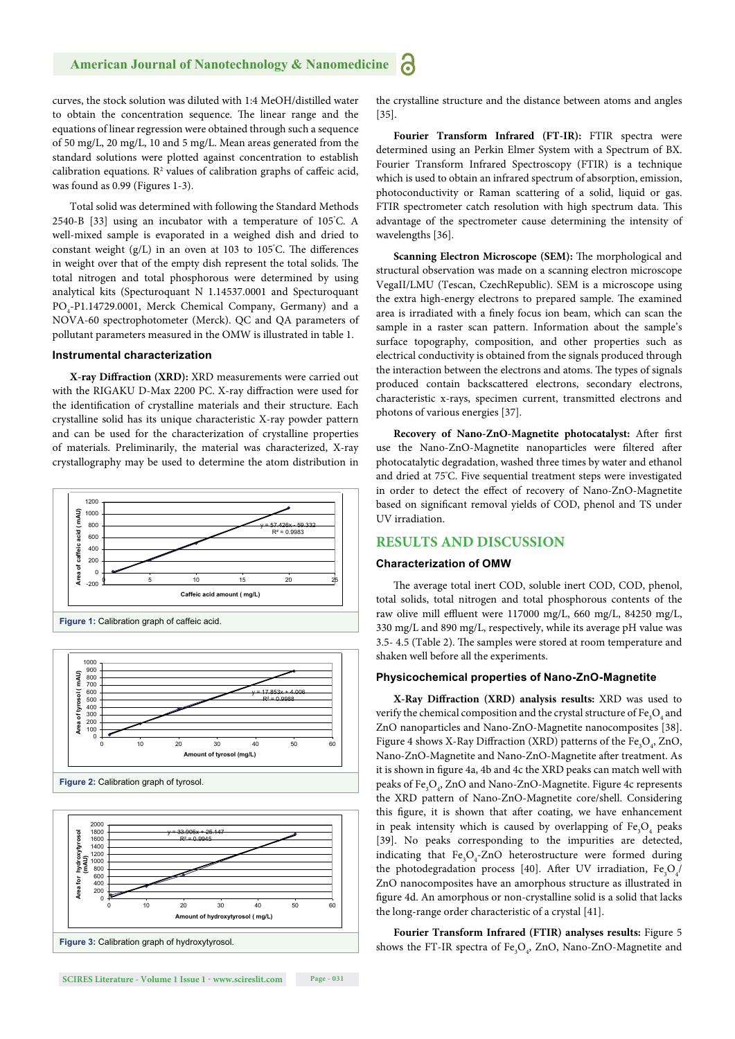curves, the stock solution was diluted with 1:4 MeOH/distilled water to obtain the concentration sequence. The linear range and the equations of linear regression were obtained through such a sequence of 50 mg/L, 20 mg/L, 10 and 5 mg/L. Mean areas generated from the standard solutions were plotted against concentration to establish calibration equations. $R^2$ values of calibration graphs of caffeic acid, was found as 0.99 (Figures 1-3).

Total solid was determined with following the Standard Methods 2540-B [33] using an incubator with a temperature of 105°C. A well-mixed sample is evaporated in a weighed dish and dried to constant weight (g/L) in an oven at 103 to 105°C. The differences in weight over that of the empty dish represent the total solids. The total nitrogen and total phosphorous were determined by using analytical kits (Specturoquant N 1.14537.0001 and Specturoquant $PO_4$-P1.14729.0001, Merck Chemical Company, Germany) and a NOVA-60 spectrophotometer (Merck). QC and QA parameters of pollutant parameters measured in the OMW is illustrated in table 1.

### Instrumental characterization

**X-ray Diffraction (XRD):** XRD measurements were carried out with the RIGAKU D-Max 2200 PC. X-ray diffraction were used for the identification of crystalline materials and their structure. Each crystalline solid has its unique characteristic X-ray powder pattern and can be used for the characterization of crystalline properties of materials. Preliminarily, the material was characterized, X-ray crystallography may be used to determine the atom distribution in the crystalline structure and the distance between atoms and angles [35].

Figure 1: Calibration graph of caffeic acid.

Figure 2: Calibration graph of tyrosol.

Figure 3: Calibration graph of hydroxytyrosol.

**Fourier Transform Infrared (FT-IR):** FTIR spectra were determined using an Perkin Elmer System with a Spectrum of BX. Fourier Transform Infrared Spectroscopy (FTIR) is a technique which is used to obtain an infrared spectrum of absorption, emission, photoconductivity or Raman scattering of a solid, liquid or gas. FTIR spectrometer catch resolution with high spectrum data. This advantage of the spectrometer cause determining the intensity of wavelengths [36].

**Scanning Electron Microscope (SEM):** The morphological and structural observation was made on a scanning electron microscope VegaII/LMU (Tescan, CzechRepublic). SEM is a microscope using the extra high-energy electrons to prepared sample. The examined area is irradiated with a finely focus ion beam, which can scan the sample in a raster scan pattern. Information about the sample's surface topography, composition, and other properties such as electrical conductivity is obtained from the signals produced through the interaction between the electrons and atoms. The types of signals produced contain backscattered electrons, secondary electrons, characteristic x-rays, specimen current, transmitted electrons and photons of various energies [37].

**Recovery of Nano-ZnO-Magnetite photocatalyst:** After first use the Nano-ZnO-Magnetite nanoparticles were filtered after photocatalytic degradation, washed three times by water and ethanol and dried at 75°C. Five sequential treatment steps were investigated in order to detect the effect of recovery of Nano-ZnO-Magnetite based on significant removal yields of COD, phenol and TS under UV irradiation.

## RESULTS AND DISCUSSION

### Characterization of OMW

The average total inert COD, soluble inert COD, COD, phenol, total solids, total nitrogen and total phosphorous contents of the raw olive mill effluent were 117000 mg/L, 660 mg/L, 84250 mg/L, 330 mg/L and 890 mg/L, respectively, while its average pH value was 3.5- 4.5 (Table 2). The samples were stored at room temperature and shaken well before all the experiments.

### Physicochemical properties of Nano-ZnO-Magnetite

**X-Ray Diffraction (XRD) analysis results:** XRD was used to verify the chemical composition and the crystal structure of $Fe_3O_4$ and ZnO nanoparticles and Nano-ZnO-Magnetite nanocomposites [38]. Figure 4 shows X-Ray Diffraction (XRD) patterns of the $Fe_3O_4$, ZnO, Nano-ZnO-Magnetite and Nano-ZnO-Magnetite after treatment. As it is shown in figure 4a, 4b and 4c the XRD peaks can match well with peaks of $Fe_3O_4$, ZnO and Nano-ZnO-Magnetite. Figure 4c represents the XRD pattern of Nano-ZnO-Magnetite core/shell. Considering this figure, it is shown that after coating, we have enhancement in peak intensity which is caused by overlapping of $Fe_3O_4$ peaks [39]. No peaks corresponding to the impurities are detected, indicating that $Fe_3O_4$-ZnO heterostructure were formed during the photodegradation process [40]. After UV irradiation, $Fe_3O_4$/ZnO nanocomposites have an amorphous structure as illustrated in figure 4d. An amorphous or non-crystalline solid is a solid that lacks the long-range order characteristic of a crystal [41].

**Fourier Transform Infrared (FTIR) analyses results:** Figure 5 shows the FT-IR spectra of $Fe_3O_4$, ZnO, Nano-ZnO-Magnetite and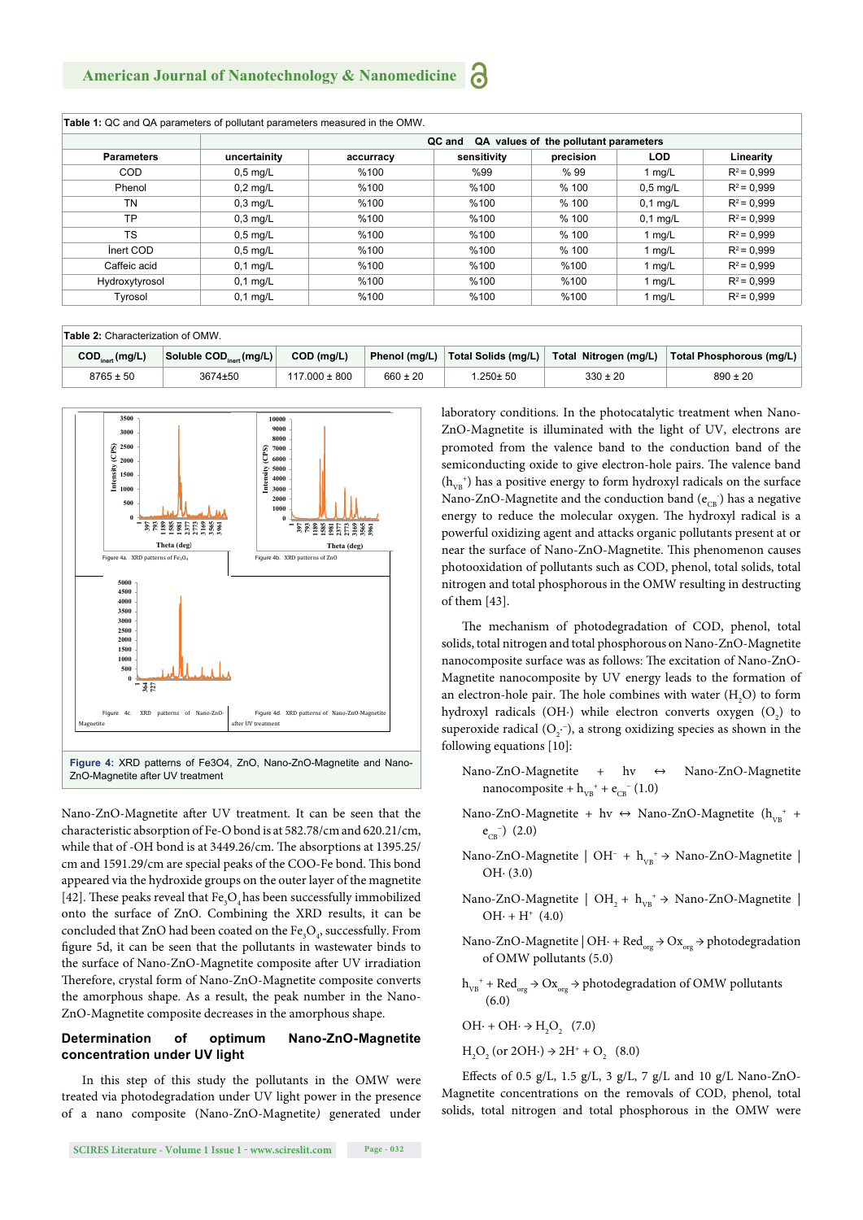**Table 1:** QC and QA parameters of pollutant parameters measured in the OMW.

| Parameters | QC and QA values of the pollutant parameters | | | | | |
|---|---|---|---|---|---|---|
| | uncertainity | accurracy | sensitivity | precision | LOD | Linearity |
| COD | 0,5 mg/L | %100 | %99 | % 99 | 1 mg/L | $R^2$ = 0,999 |
| Phenol | 0,2 mg/L | %100 | %100 | % 100 | 0,5 mg/L | $R^2$ = 0,999 |
| TN | 0,3 mg/L | %100 | %100 | % 100 | 0,1 mg/L | $R^2$ = 0,999 |
| TP | 0,3 mg/L | %100 | %100 | % 100 | 0,1 mg/L | $R^2$ = 0,999 |
| TS | 0,5 mg/L | %100 | %100 | % 100 | 1 mg/L | $R^2$ = 0,999 |
| İnert COD | 0,5 mg/L | %100 | %100 | % 100 | 1 mg/L | $R^2$ = 0,999 |
| Caffeic acid | 0,1 mg/L | %100 | %100 | %100 | 1 mg/L | $R^2$ = 0,999 |
| Hydroxytyrosol | 0,1 mg/L | %100 | %100 | %100 | 1 mg/L | $R^2$ = 0,999 |
| Tyrosol | 0,1 mg/L | %100 | %100 | %100 | 1 mg/L | $R^2$ = 0,999 |

**Table 2:** Characterization of OMW.

| $COD_{inert}$ (mg/L) | Soluble $COD_{inert}$ (mg/L) | COD (mg/L) | Phenol (mg/L) | Total Solids (mg/L) | Total Nitrogen (mg/L) | Total Phosphorous (mg/L) |
|---|---|---|---|---|---|---|
| 8765 ± 50 | 3674±50 | 117.000 ± 800 | 660 ± 20 | 1.250± 50 | 330 ± 20 | 890 ± 20 |

Figure 4a. XRD patterns of $Fe_3O_4$

Figure 4b. XRD patterns of ZnO

Figure 4c. XRD patterns of Nano-ZnO-Magnetite

Figure 4d. XRD patterns of Nano-ZnO-Magnetite after UV treatment

**Figure 4:** XRD patterns of Fe3O4, ZnO, Nano-ZnO-Magnetite and Nano-ZnO-Magnetite after UV treatment

Nano-ZnO-Magnetite after UV treatment. It can be seen that the characteristic absorption of Fe-O bond is at 582.78/cm and 620.21/cm, while that of -OH bond is at 3449.26/cm. The absorptions at 1395.25/cm and 1591.29/cm are special peaks of the COO-Fe bond. This bond appeared via the hydroxide groups on the outer layer of the magnetite [42]. These peaks reveal that $Fe_3O_4$ has been successfully immobilized onto the surface of ZnO. Combining the XRD results, it can be concluded that ZnO had been coated on the $Fe_3O_4$, successfully. From figure 5d, it can be seen that the pollutants in wastewater binds to the surface of Nano-ZnO-Magnetite composite after UV irradiation Therefore, crystal form of Nano-ZnO-Magnetite composite converts the amorphous shape. As a result, the peak number in the Nano-ZnO-Magnetite composite decreases in the amorphous shape.

### Determination of optimum Nano-ZnO-Magnetite concentration under UV light

In this step of this study the pollutants in the OMW were treated via photodegradation under UV light power in the presence of a nano composite (Nano-ZnO-Magnetite) generated under laboratory conditions. In the photocatalytic treatment when Nano-ZnO-Magnetite is illuminated with the light of UV, electrons are promoted from the valence band to the conduction band of the semiconducting oxide to give electron-hole pairs. The valence band ($h_{VB}^+$) has a positive energy to form hydroxyl radicals on the surface Nano-ZnO-Magnetite and the conduction band ($e_{CB}^-$) has a negative energy to reduce the molecular oxygen. The hydroxyl radical is a powerful oxidizing agent and attacks organic pollutants present at or near the surface of Nano-ZnO-Magnetite. This phenomenon causes photooxidation of pollutants such as COD, phenol, total solids, total nitrogen and total phosphorous in the OMW resulting in destructing of them [43].

The mechanism of photodegradation of COD, phenol, total solids, total nitrogen and total phosphorous on Nano-ZnO-Magnetite nanocomposite surface was as follows: The excitation of Nano-ZnO-Magnetite nanocomposite by UV energy leads to the formation of an electron-hole pair. The hole combines with water ($H_2O$) to form hydroxyl radicals (OH·) while electron converts oxygen ($O_2$) to superoxide radical ($O_2^{\cdot -}$), a strong oxidizing species as shown in the following equations [10]:

Nano-ZnO-Magnetite + hv ↔ Nano-ZnO-Magnetite nanocomposite + $h_{VB}^+ + e_{CB}^-$ (1.0)

Nano-ZnO-Magnetite + hv ↔ Nano-ZnO-Magnetite ($h_{VB}^+$ + $e_{CB}^-$) (2.0)

Nano-ZnO-Magnetite | $OH^-$ + $h_{VB}^+$ → Nano-ZnO-Magnetite | OH· (3.0)

Nano-ZnO-Magnetite | $OH_2$ + $h_{VB}^+$ → Nano-ZnO-Magnetite | OH· + $H^+$ (4.0)

Nano-ZnO-Magnetite | OH· + $Red_{org}$ → $Ox_{org}$ → photodegradation of OMW pollutants (5.0)

$h_{VB}^+$ + $Red_{org}$ → $Ox_{org}$ → photodegradation of OMW pollutants (6.0)

OH· + OH· → $H_2O_2$ (7.0)

$H_2O_2$ (or 2OH·) → $2H^+ + O_2$ (8.0)

Effects of 0.5 g/L, 1.5 g/L, 3 g/L, 7 g/L and 10 g/L Nano-ZnO-Magnetite concentrations on the removals of COD, phenol, total solids, total nitrogen and total phosphorous in the OMW were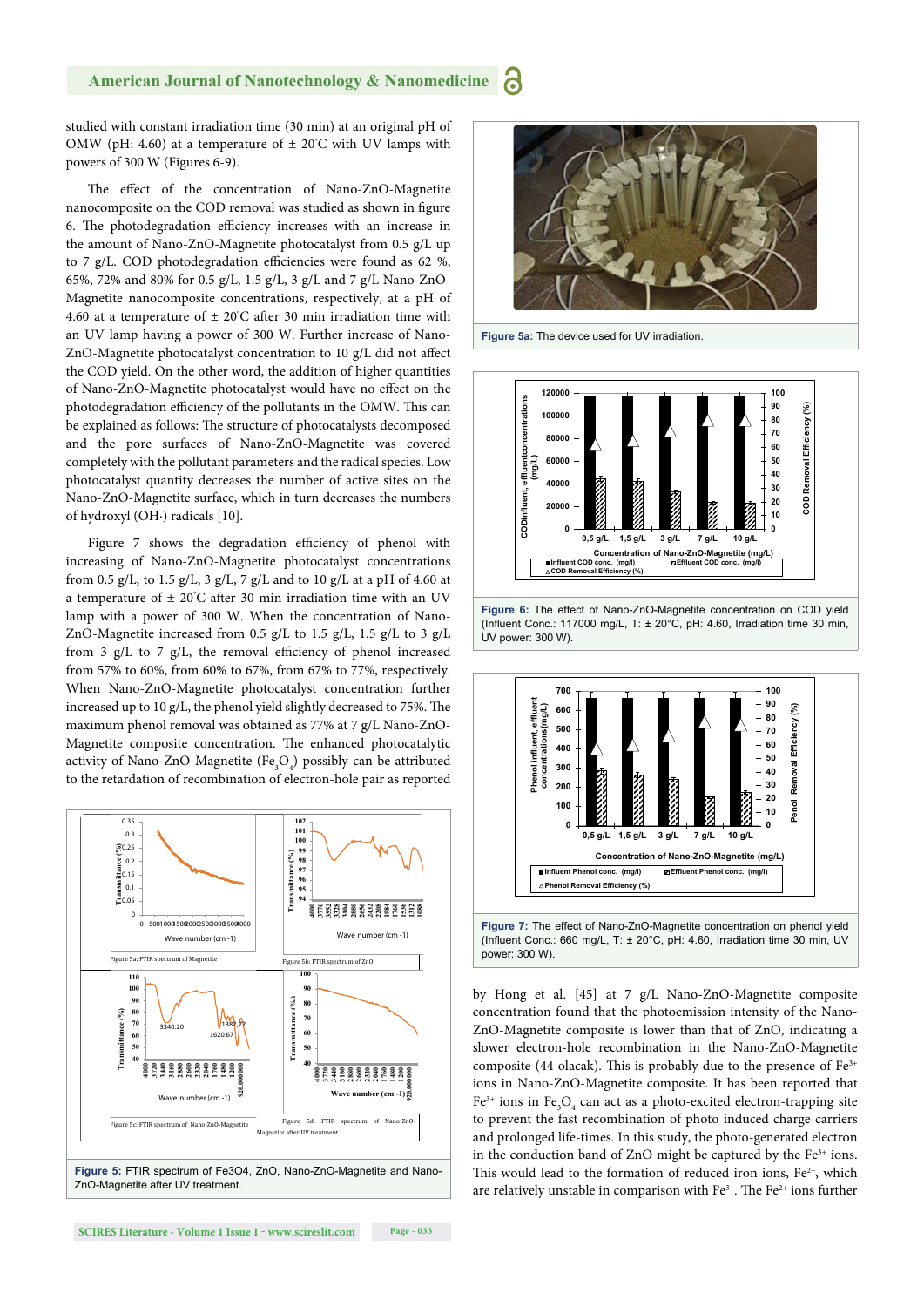studied with constant irradiation time (30 min) at an original pH of OMW (pH: 4.60) at a temperature of ± 20°C with UV lamps with powers of 300 W (Figures 6-9).

The effect of the concentration of Nano-ZnO-Magnetite nanocomposite on the COD removal was studied as shown in figure 6. The photodegradation efficiency increases with an increase in the amount of Nano-ZnO-Magnetite photocatalyst from 0.5 g/L up to 7 g/L. COD photodegradation efficiencies were found as 62 %, 65%, 72% and 80% for 0.5 g/L, 1.5 g/L, 3 g/L and 7 g/L Nano-ZnO-Magnetite nanocomposite concentrations, respectively, at a pH of 4.60 at a temperature of ± 20°C after 30 min irradiation time with an UV lamp having a power of 300 W. Further increase of Nano-ZnO-Magnetite photocatalyst concentration to 10 g/L did not affect the COD yield. On the other word, the addition of higher quantities of Nano-ZnO-Magnetite photocatalyst would have no effect on the photodegradation efficiency of the pollutants in the OMW. This can be explained as follows: The structure of photocatalysts decomposed and the pore surfaces of Nano-ZnO-Magnetite was covered completely with the pollutant parameters and the radical species. Low photocatalyst quantity decreases the number of active sites on the Nano-ZnO-Magnetite surface, which in turn decreases the numbers of hydroxyl (OH·) radicals [10].

Figure 7 shows the degradation efficiency of phenol with increasing of Nano-ZnO-Magnetite photocatalyst concentrations from 0.5 g/L, to 1.5 g/L, 3 g/L, 7 g/L and to 10 g/L at a pH of 4.60 at a temperature of ± 20°C after 30 min irradiation time with an UV lamp with a power of 300 W. When the concentration of Nano-ZnO-Magnetite increased from 0.5 g/L to 1.5 g/L, 1.5 g/L to 3 g/L from 3 g/L to 7 g/L, the removal efficiency of phenol increased from 57% to 60%, from 60% to 67%, from 67% to 77%, respectively. When Nano-ZnO-Magnetite photocatalyst concentration further increased up to 10 g/L, the phenol yield slightly decreased to 75%. The maximum phenol removal was obtained as 77% at 7 g/L Nano-ZnO-Magnetite composite concentration. The enhanced photocatalytic activity of Nano-ZnO-Magnetite ($Fe_3O_4$) possibly can be attributed to the retardation of recombination of electron-hole pair as reported by Hong et al. [45] at 7 g/L Nano-ZnO-Magnetite composite concentration found that the photoemission intensity of the Nano-ZnO-Magnetite composite is lower than that of ZnO, indicating a slower electron-hole recombination in the Nano-ZnO-Magnetite composite (44 olacak). This is probably due to the presence of $Fe^{3+}$ ions in Nano-ZnO-Magnetite composite. It has been reported that $Fe^{3+}$ ions in $Fe_3O_4$ can act as a photo-excited electron-trapping site to prevent the fast recombination of photo induced charge carriers and prolonged life-times. In this study, the photo-generated electron in the conduction band of ZnO might be captured by the $Fe^{3+}$ ions. This would lead to the formation of reduced iron ions, $Fe^{2+}$, which are relatively unstable in comparison with $Fe^{3+}$. The $Fe^{2+}$ ions further

Figure 5: FTIR spectrum of Fe3O4, ZnO, Nano-ZnO-Magnetite and Nano-ZnO-Magnetite after UV treatment.

Figure 5a: The device used for UV irradiation.

Figure 6: The effect of Nano-ZnO-Magnetite concentration on COD yield (Influent Conc.: 117000 mg/L, T: ± 20°C, pH: 4.60, Irradiation time 30 min, UV power: 300 W).

Figure 7: The effect of Nano-ZnO-Magnetite concentration on phenol yield (Influent Conc.: 660 mg/L, T: ± 20°C, pH: 4.60, Irradiation time 30 min, UV power: 300 W).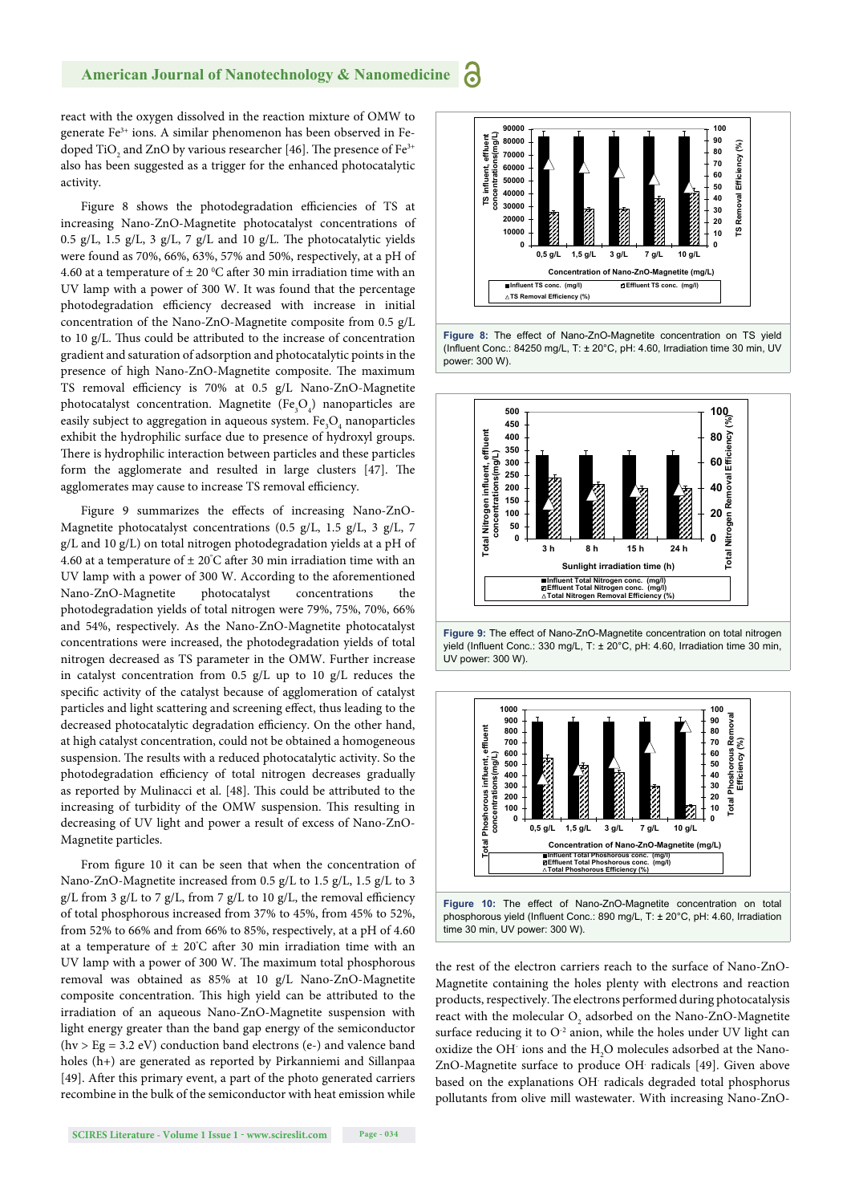react with the oxygen dissolved in the reaction mixture of OMW to generate $Fe^{3+}$ ions. A similar phenomenon has been observed in Fe-doped $TiO_2$ and ZnO by various researcher [46]. The presence of $Fe^{3+}$ also has been suggested as a trigger for the enhanced photocatalytic activity.

Figure 8 shows the photodegradation efficiencies of TS at increasing Nano-ZnO-Magnetite photocatalyst concentrations of 0.5 g/L, 1.5 g/L, 3 g/L, 7 g/L and 10 g/L. The photocatalytic yields were found as 70%, 66%, 63%, 57% and 50%, respectively, at a pH of 4.60 at a temperature of ± 20 °C after 30 min irradiation time with an UV lamp with a power of 300 W. It was found that the percentage photodegradation efficiency decreased with increase in initial concentration of the Nano-ZnO-Magnetite composite from 0.5 g/L to 10 g/L. Thus could be attributed to the increase of concentration gradient and saturation of adsorption and photocatalytic points in the presence of high Nano-ZnO-Magnetite composite. The maximum TS removal efficiency is 70% at 0.5 g/L Nano-ZnO-Magnetite photocatalyst concentration. Magnetite ($Fe_3O_4$) nanoparticles are easily subject to aggregation in aqueous system. $Fe_3O_4$ nanoparticles exhibit the hydrophilic surface due to presence of hydroxyl groups. There is hydrophilic interaction between particles and these particles form the agglomerate and resulted in large clusters [47]. The agglomerates may cause to increase TS removal efficiency.

Figure 9 summarizes the effects of increasing Nano-ZnO-Magnetite photocatalyst concentrations (0.5 g/L, 1.5 g/L, 3 g/L, 7 g/L and 10 g/L) on total nitrogen photodegradation yields at a pH of 4.60 at a temperature of ± 20°C after 30 min irradiation time with an UV lamp with a power of 300 W. According to the aforementioned Nano-ZnO-Magnetite photocatalyst concentrations the photodegradation yields of total nitrogen were 79%, 75%, 70%, 66% and 54%, respectively. As the Nano-ZnO-Magnetite photocatalyst concentrations were increased, the photodegradation yields of total nitrogen decreased as TS parameter in the OMW. Further increase in catalyst concentration from 0.5 g/L up to 10 g/L reduces the specific activity of the catalyst because of agglomeration of catalyst particles and light scattering and screening effect, thus leading to the decreased photocatalytic degradation efficiency. On the other hand, at high catalyst concentration, could not be obtained a homogeneous suspension. The results with a reduced photocatalytic activity. So the photodegradation efficiency of total nitrogen decreases gradually as reported by Mulinacci et al. [48]. This could be attributed to the increasing of turbidity of the OMW suspension. This resulting in decreasing of UV light and power a result of excess of Nano-ZnO-Magnetite particles.

From figure 10 it can be seen that when the concentration of Nano-ZnO-Magnetite increased from 0.5 g/L to 1.5 g/L, 1.5 g/L to 3 g/L from 3 g/L to 7 g/L, from 7 g/L to 10 g/L, the removal efficiency of total phosphorous increased from 37% to 45%, from 45% to 52%, from 52% to 66% and from 66% to 85%, respectively, at a pH of 4.60 at a temperature of ± 20°C after 30 min irradiation time with an UV lamp with a power of 300 W. The maximum total phosphorous removal was obtained as 85% at 10 g/L Nano-ZnO-Magnetite composite concentration. This high yield can be attributed to the irradiation of an aqueous Nano-ZnO-Magnetite suspension with light energy greater than the band gap energy of the semiconductor ($h\nu > Eg = 3.2$ eV) conduction band electrons (e-) and valence band holes (h+) are generated as reported by Pirkanniemi and Sillanpaa [49]. After this primary event, a part of the photo generated carriers recombine in the bulk of the semiconductor with heat emission while

Figure 8: The effect of Nano-ZnO-Magnetite concentration on TS yield (Influent Conc.: 84250 mg/L, T: ± 20°C, pH: 4.60, Irradiation time 30 min, UV power: 300 W).

Figure 9: The effect of Nano-ZnO-Magnetite concentration on total nitrogen yield (Influent Conc.: 330 mg/L, T: ± 20°C, pH: 4.60, Irradiation time 30 min, UV power: 300 W).

Figure 10: The effect of Nano-ZnO-Magnetite concentration on total phosphorous yield (Influent Conc.: 890 mg/L, T: ± 20°C, pH: 4.60, Irradiation time 30 min, UV power: 300 W).

the rest of the electron carriers reach to the surface of Nano-ZnO-Magnetite containing the holes plenty with electrons and reaction products, respectively. The electrons performed during photocatalysis react with the molecular $O_2$ adsorbed on the Nano-ZnO-Magnetite surface reducing it to $O^{-2}$ anion, while the holes under UV light can oxidize the $OH^-$ ions and the $H_2O$ molecules adsorbed at the Nano-ZnO-Magnetite surface to produce $OH^\cdot$ radicals [49]. Given above based on the explanations $OH^\cdot$ radicals degraded total phosphorus pollutants from olive mill wastewater. With increasing Nano-ZnO-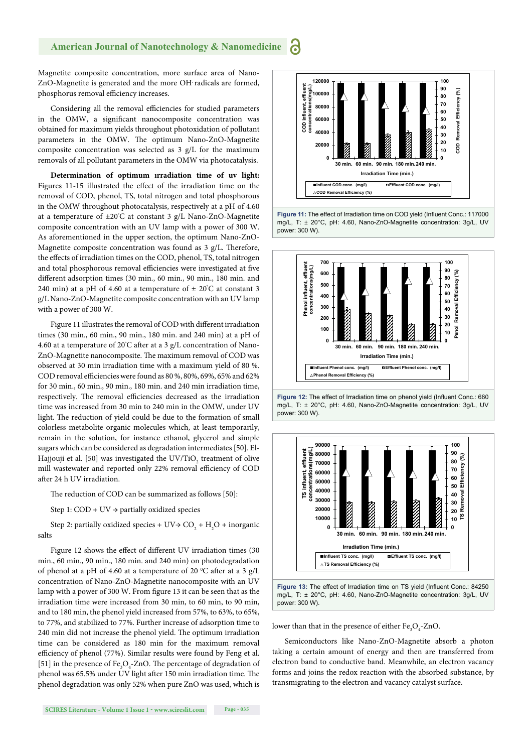Magnetite composite concentration, more surface area of Nano-ZnO-Magnetite is generated and the more OH· radicals are formed, phosphorus removal efficiency increases.

Considering all the removal efficiencies for studied parameters in the OMW, a significant nanocomposite concentration was obtained for maximum yields throughout photoxidation of pollutant parameters in the OMW. The optimum Nano-ZnO-Magnetite composite concentration was selected as 3 g/L for the maximum removals of all pollutant parameters in the OMW via photocatalysis.

**Determination of optimum ırradiation time of uv light:** Figures 11-15 illustrated the effect of the irradiation time on the removal of COD, phenol, TS, total nitrogen and total phosphorous in the OMW throughout photocatalysis, respectively at a pH of 4.60 at a temperature of ±20°C at constant 3 g/L Nano-ZnO-Magnetite composite concentration with an UV lamp with a power of 300 W. As aforementioned in the upper section, the optimum Nano-ZnO-Magnetite composite concentration was found as 3 g/L. Therefore, the effects of irradiation times on the COD, phenol, TS, total nitrogen and total phosphorous removal efficiencies were investigated at five different adsorption times (30 min., 60 min., 90 min., 180 min. and 240 min) at a pH of 4.60 at a temperature of ± 20°C at constant 3 g/L Nano-ZnO-Magnetite composite concentration with an UV lamp with a power of 300 W.

Figure 11 illustrates the removal of COD with different irradiation times (30 min., 60 min., 90 min., 180 min. and 240 min) at a pH of 4.60 at a temperature of 20°C after at a 3 g/L concentration of Nano-ZnO-Magnetite nanocomposite. The maximum removal of COD was observed at 30 min irradiation time with a maximum yield of 80 %. COD removal efficiencies were found as 80 %, 80%, 69%, 65% and 62% for 30 min., 60 min., 90 min., 180 min. and 240 min irradiation time, respectively. The removal efficiencies decreased as the irradiation time was increased from 30 min to 240 min in the OMW, under UV light. The reduction of yield could be due to the formation of small colorless metabolite organic molecules which, at least temporarily, remain in the solution, for instance ethanol, glycerol and simple sugars which can be considered as degradation intermediates [50]. El-Hajjouji et al. [50] was investigated the UV/$TiO_2$ treatment of olive mill wastewater and reported only 22% removal efficiency of COD after 24 h UV irradiation.

The reduction of COD can be summarized as follows [50]:

Step 1: COD + UV → partially oxidized species

Step 2: partially oxidized species + UV → $CO_2$ + $H_2O$ + inorganic salts

Figure 12 shows the effect of different UV irradiation times (30 min., 60 min., 90 min., 180 min. and 240 min) on photodegradation of phenol at a pH of 4.60 at a temperature of 20 °C after at a 3 g/L concentration of Nano-ZnO-Magnetite nanocomposite with an UV lamp with a power of 300 W. From figure 13 it can be seen that as the irradiation time were increased from 30 min, to 60 min, to 90 min, and to 180 min, the phenol yield increased from 57%, to 63%, to 65%, to 77%, and stabilized to 77%. Further increase of adsorption time to 240 min did not increase the phenol yield. The optimum irradiation time can be considered as 180 min for the maximum removal efficiency of phenol (77%). Similar results were found by Feng et al. [51] in the presence of $Fe_3O_4$-ZnO. The percentage of degradation of phenol was 65.5% under UV light after 150 min irradiation time. The phenol degradation was only 52% when pure ZnO was used, which is lower than that in the presence of either $Fe_3O_4$-ZnO.

Figure 11: The effect of Irradiation time on COD yield (Influent Conc.: 117000 mg/L, T: ± 20°C, pH: 4.60, Nano-ZnO-Magnetite concentration: 3g/L, UV power: 300 W).

Figure 12: The effect of Irradiation time on phenol yield (Influent Conc.: 660 mg/L, T: ± 20°C, pH: 4.60, Nano-ZnO-Magnetite concentration: 3g/L, UV power: 300 W).

Figure 13: The effect of Irradiation time on TS yield (Influent Conc.: 84250 mg/L, T: ± 20°C, pH: 4.60, Nano-ZnO-Magnetite concentration: 3g/L, UV power: 300 W).

Semiconductors like Nano-ZnO-Magnetite absorb a photon taking a certain amount of energy and then are transferred from electron band to conductive band. Meanwhile, an electron vacancy forms and joins the redox reaction with the absorbed substance, by transmigrating to the electron and vacancy catalyst surface.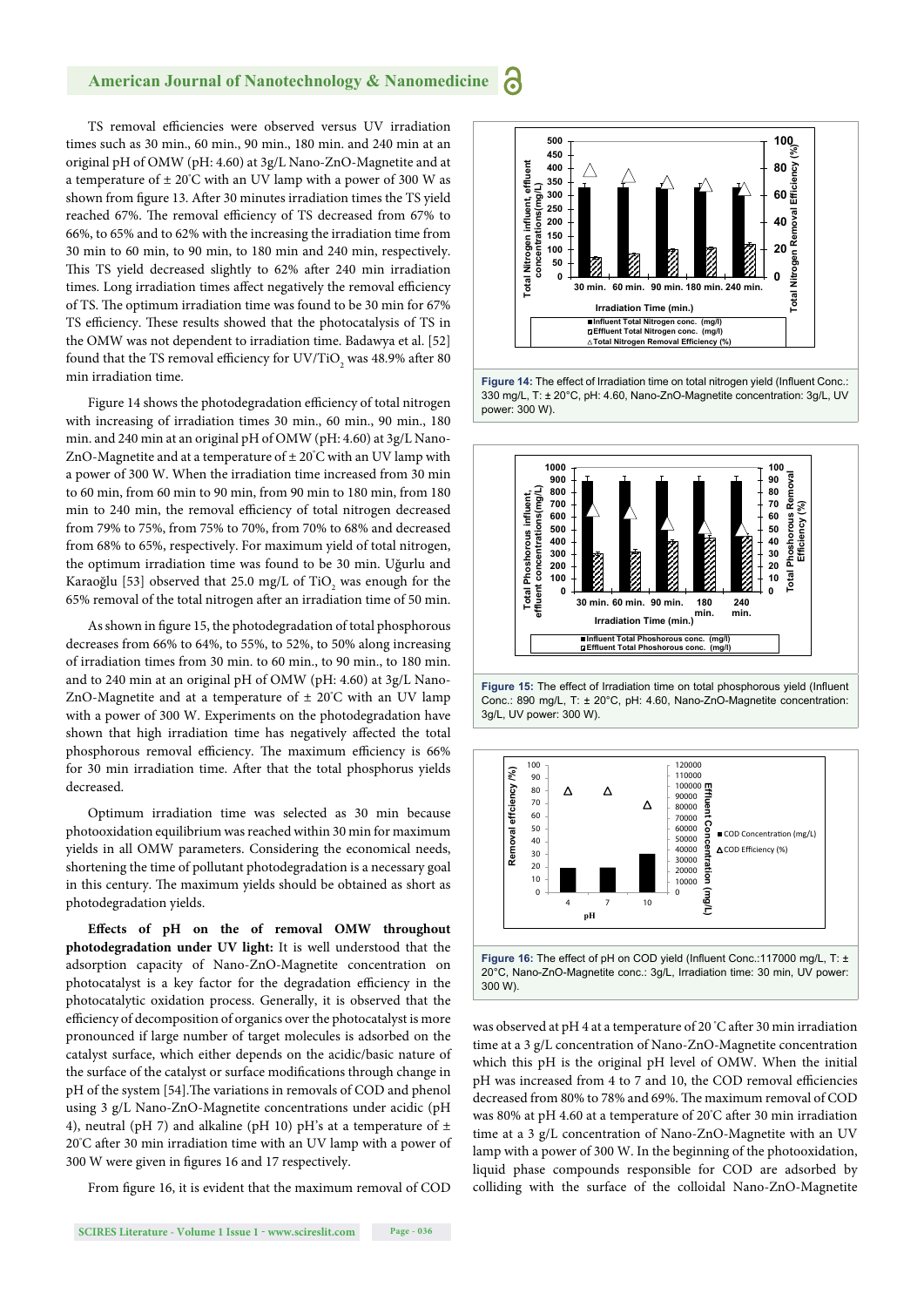TS removal efficiencies were observed versus UV irradiation times such as 30 min., 60 min., 90 min., 180 min. and 240 min at an original pH of OMW (pH: 4.60) at 3g/L Nano-ZnO-Magnetite and at a temperature of ± 20°C with an UV lamp with a power of 300 W as shown from figure 13. After 30 minutes irradiation times the TS yield reached 67%. The removal efficiency of TS decreased from 67% to 66%, to 65% and to 62% with the increasing the irradiation time from 30 min to 60 min, to 90 min, to 180 min and 240 min, respectively. This TS yield decreased slightly to 62% after 240 min irradiation times. Long irradiation times affect negatively the removal efficiency of TS. The optimum irradiation time was found to be 30 min for 67% TS efficiency. These results showed that the photocatalysis of TS in the OMW was not dependent to irradiation time. Badawya et al. [52] found that the TS removal efficiency for UV/$TiO_2$ was 48.9% after 80 min irradiation time.

Figure 14 shows the photodegradation efficiency of total nitrogen with increasing of irradiation times 30 min., 60 min., 90 min., 180 min. and 240 min at an original pH of OMW (pH: 4.60) at 3g/L Nano-ZnO-Magnetite and at a temperature of ± 20°C with an UV lamp with a power of 300 W. When the irradiation time increased from 30 min to 60 min, from 60 min to 90 min, from 90 min to 180 min, from 180 min to 240 min, the removal efficiency of total nitrogen decreased from 79% to 75%, from 75% to 70%, from 70% to 68% and decreased from 68% to 65%, respectively. For maximum yield of total nitrogen, the optimum irradiation time was found to be 30 min. Uğurlu and Karaoğlu [53] observed that 25.0 mg/L of $TiO_2$ was enough for the 65% removal of the total nitrogen after an irradiation time of 50 min.

As shown in figure 15, the photodegradation of total phosphorous decreases from 66% to 64%, to 55%, to 52%, to 50% along increasing of irradiation times from 30 min. to 60 min., to 90 min., to 180 min. and to 240 min at an original pH of OMW (pH: 4.60) at 3g/L Nano-ZnO-Magnetite and at a temperature of ± 20°C with an UV lamp with a power of 300 W. Experiments on the photodegradation have shown that high irradiation time has negatively affected the total phosphorous removal efficiency. The maximum efficiency is 66% for 30 min irradiation time. After that the total phosphorus yields decreased.

Optimum irradiation time was selected as 30 min because photooxidation equilibrium was reached within 30 min for maximum yields in all OMW parameters. Considering the economical needs, shortening the time of pollutant photodegradation is a necessary goal in this century. The maximum yields should be obtained as short as photodegradation yields.

**Effects of pH on the of removal OMW throughout photodegradation under UV light:** It is well understood that the adsorption capacity of Nano-ZnO-Magnetite concentration on photocatalyst is a key factor for the degradation efficiency in the photocatalytic oxidation process. Generally, it is observed that the efficiency of decomposition of organics over the photocatalyst is more pronounced if large number of target molecules is adsorbed on the catalyst surface, which either depends on the acidic/basic nature of the surface of the catalyst or surface modifications through change in pH of the system [54].The variations in removals of COD and phenol using 3 g/L Nano-ZnO-Magnetite concentrations under acidic (pH 4), neutral (pH 7) and alkaline (pH 10) pH's at a temperature of ± 20°C after 30 min irradiation time with an UV lamp with a power of 300 W were given in figures 16 and 17 respectively.

From figure 16, it is evident that the maximum removal of COD was observed at pH 4 at a temperature of 20 °C after 30 min irradiation time at a 3 g/L concentration of Nano-ZnO-Magnetite concentration which this pH is the original pH level of OMW. When the initial pH was increased from 4 to 7 and 10, the COD removal efficiencies decreased from 80% to 78% and 69%. The maximum removal of COD was 80% at pH 4.60 at a temperature of 20°C after 30 min irradiation time at a 3 g/L concentration of Nano-ZnO-Magnetite with an UV lamp with a power of 300 W. In the beginning of the photooxidation, liquid phase compounds responsible for COD are adsorbed by colliding with the surface of the colloidal Nano-ZnO-Magnetite

**Figure 14:** The effect of Irradiation time on total nitrogen yield (Influent Conc.: 330 mg/L, T: ± 20°C, pH: 4.60, Nano-ZnO-Magnetite concentration: 3g/L, UV power: 300 W).

**Figure 15:** The effect of Irradiation time on total phosphorous yield (Influent Conc.: 890 mg/L, T: ± 20°C, pH: 4.60, Nano-ZnO-Magnetite concentration: 3g/L, UV power: 300 W).

**Figure 16:** The effect of pH on COD yield (Influent Conc.:117000 mg/L, T: ± 20°C, Nano-ZnO-Magnetite conc.: 3g/L, Irradiation time: 30 min, UV power: 300 W).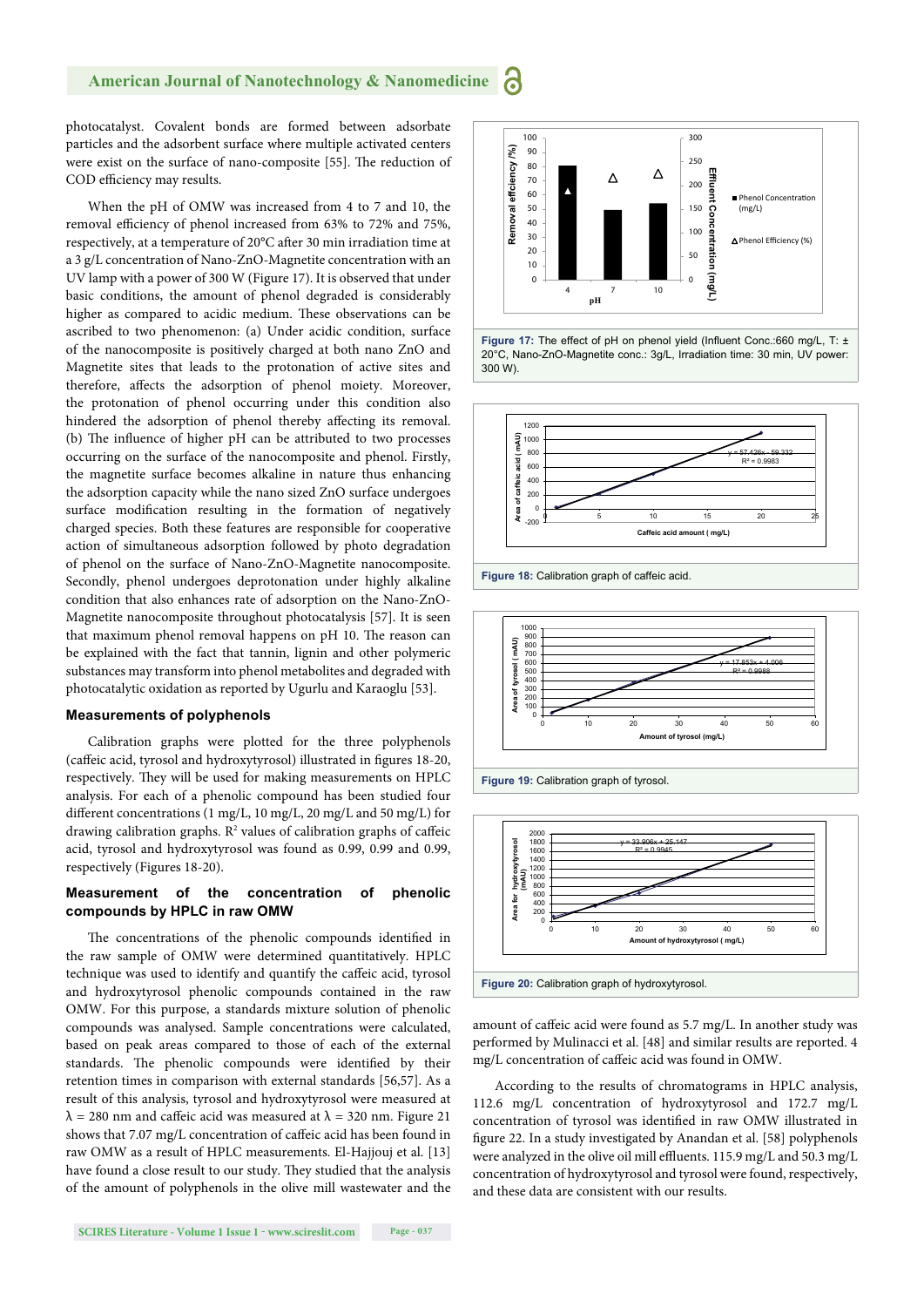photocatalyst. Covalent bonds are formed between adsorbate particles and the adsorbent surface where multiple activated centers were exist on the surface of nano-composite [55]. The reduction of COD efficiency may results.

When the pH of OMW was increased from 4 to 7 and 10, the removal efficiency of phenol increased from 63% to 72% and 75%, respectively, at a temperature of 20°C after 30 min irradiation time at a 3 g/L concentration of Nano-ZnO-Magnetite concentration with an UV lamp with a power of 300 W (Figure 17). It is observed that under basic conditions, the amount of phenol degraded is considerably higher as compared to acidic medium. These observations can be ascribed to two phenomenon: (a) Under acidic condition, surface of the nanocomposite is positively charged at both nano ZnO and Magnetite sites that leads to the protonation of active sites and therefore, affects the adsorption of phenol moiety. Moreover, the protonation of phenol occurring under this condition also hindered the adsorption of phenol thereby affecting its removal. (b) The influence of higher pH can be attributed to two processes occurring on the surface of the nanocomposite and phenol. Firstly, the magnetite surface becomes alkaline in nature thus enhancing the adsorption capacity while the nano sized ZnO surface undergoes surface modification resulting in the formation of negatively charged species. Both these features are responsible for cooperative action of simultaneous adsorption followed by photo degradation of phenol on the surface of Nano-ZnO-Magnetite nanocomposite. Secondly, phenol undergoes deprotonation under highly alkaline condition that also enhances rate of adsorption on the Nano-ZnO-Magnetite nanocomposite throughout photocatalysis [57]. It is seen that maximum phenol removal happens on pH 10. The reason can be explained with the fact that tannin, lignin and other polymeric substances may transform into phenol metabolites and degraded with photocatalytic oxidation as reported by Ugurlu and Karaoglu [53].

Figure 17: The effect of pH on phenol yield (Influent Conc.:660 mg/L, T: ± 20°C, Nano-ZnO-Magnetite conc.: 3g/L, Irradiation time: 30 min, UV power: 300 W).

Figure 18: Calibration graph of caffeic acid.

Figure 19: Calibration graph of tyrosol.

Figure 20: Calibration graph of hydroxytyrosol.

### Measurements of polyphenols

Calibration graphs were plotted for the three polyphenols (caffeic acid, tyrosol and hydroxytyrosol) illustrated in figures 18-20, respectively. They will be used for making measurements on HPLC analysis. For each of a phenolic compound has been studied four different concentrations (1 mg/L, 10 mg/L, 20 mg/L and 50 mg/L) for drawing calibration graphs. $R^2$ values of calibration graphs of caffeic acid, tyrosol and hydroxytyrosol was found as 0.99, 0.99 and 0.99, respectively (Figures 18-20).

### Measurement of the concentration of phenolic compounds by HPLC in raw OMW

The concentrations of the phenolic compounds identified in the raw sample of OMW were determined quantitatively. HPLC technique was used to identify and quantify the caffeic acid, tyrosol and hydroxytyrosol phenolic compounds contained in the raw OMW. For this purpose, a standards mixture solution of phenolic compounds was analysed. Sample concentrations were calculated, based on peak areas compared to those of each of the external standards. The phenolic compounds were identified by their retention times in comparison with external standards [56,57]. As a result of this analysis, tyrosol and hydroxytyrosol were measured at $\lambda = 280$ nm and caffeic acid was measured at $\lambda = 320$ nm. Figure 21 shows that 7.07 mg/L concentration of caffeic acid has been found in raw OMW as a result of HPLC measurements. El-Hajjouj et al. [13] have found a close result to our study. They studied that the analysis of the amount of polyphenols in the olive mill wastewater and the amount of caffeic acid were found as 5.7 mg/L. In another study was performed by Mulinacci et al. [48] and similar results are reported. 4 mg/L concentration of caffeic acid was found in OMW.

According to the results of chromatograms in HPLC analysis, 112.6 mg/L concentration of hydroxytyrosol and 172.7 mg/L concentration of tyrosol was identified in raw OMW illustrated in figure 22. In a study investigated by Anandan et al. [58] polyphenols were analyzed in the olive oil mill effluents. 115.9 mg/L and 50.3 mg/L concentration of hydroxytyrosol and tyrosol were found, respectively, and these data are consistent with our results.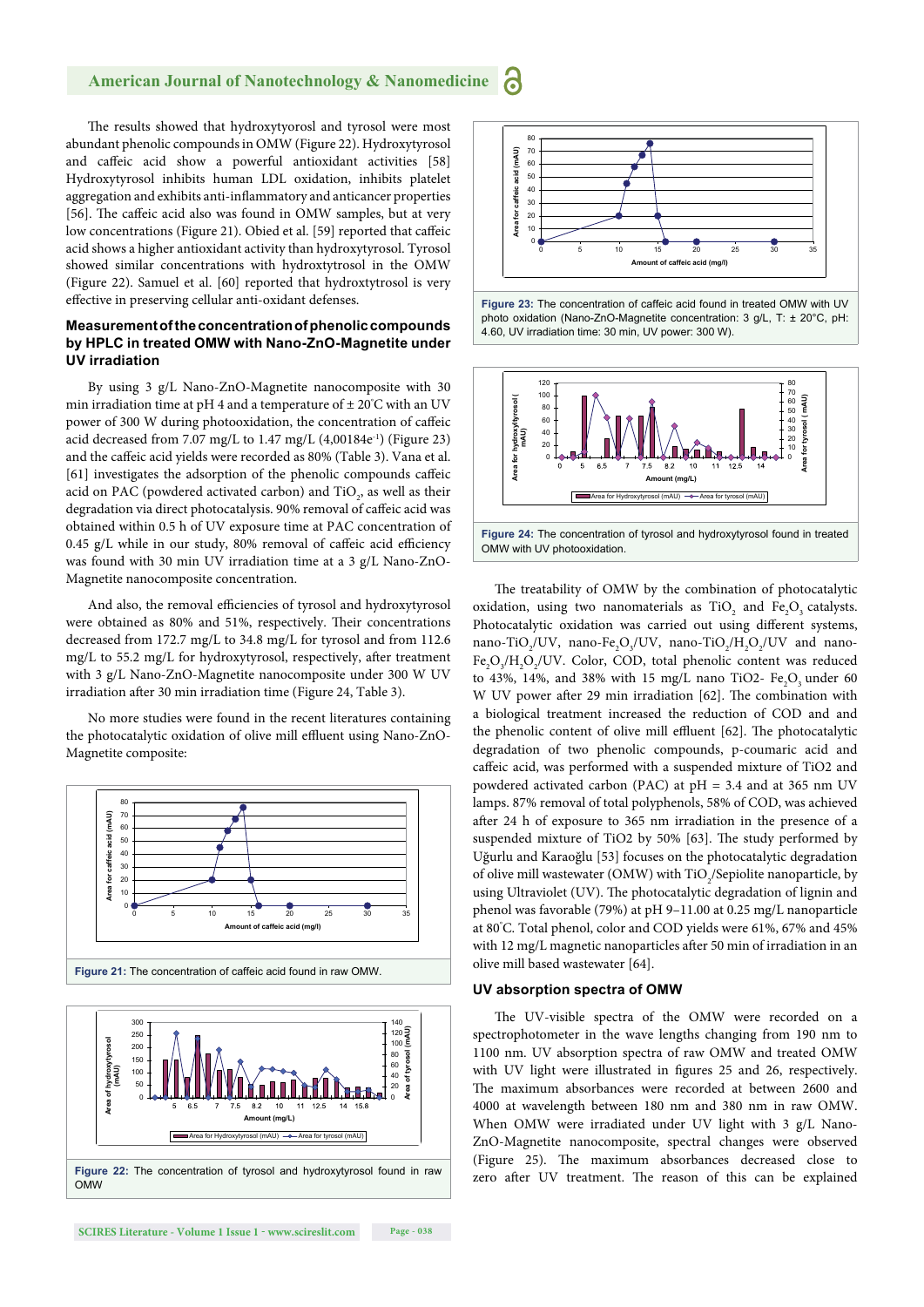The results showed that hydroxytyorosl and tyrosol were most abundant phenolic compounds in OMW (Figure 22). Hydroxytyrosol and caffeic acid show a powerful antioxidant activities [58] Hydroxytyrosol inhibits human LDL oxidation, inhibits platelet aggregation and exhibits anti-inflammatory and anticancer properties [56]. The caffeic acid also was found in OMW samples, but at very low concentrations (Figure 21). Obied et al. [59] reported that caffeic acid shows a higher antioxidant activity than hydroxytyrosol. Tyrosol showed similar concentrations with hydroxtytrosol in the OMW (Figure 22). Samuel et al. [60] reported that hydroxytyrosol is very effective in preserving cellular anti-oxidant defenses.

### Measurement of the concentration of phenolic compounds by HPLC in treated OMW with Nano-ZnO-Magnetite under UV irradiation

By using 3 g/L Nano-ZnO-Magnetite nanocomposite with 30 min irradiation time at pH 4 and a temperature of ± 20°C with an UV power of 300 W during photooxidation, the concentration of caffeic acid decreased from 7.07 mg/L to 1.47 mg/L (4,00184e$^{-1}$) (Figure 23) and the caffeic acid yields were recorded as 80% (Table 3). Vana et al. [61] investigates the adsorption of the phenolic compounds caffeic acid on PAC (powdered activated carbon) and $TiO_2$, as well as their degradation via direct photocatalysis. 90% removal of caffeic acid was obtained within 0.5 h of UV exposure time at PAC concentration of 0.45 g/L while in our study, 80% removal of caffeic acid efficiency was found with 30 min UV irradiation time at a 3 g/L Nano-ZnO-Magnetite nanocomposite concentration.

And also, the removal efficiencies of tyrosol and hydroxytyrosol were obtained as 80% and 51%, respectively. Their concentrations decreased from 172.7 mg/L to 34.8 mg/L for tyrosol and from 112.6 mg/L to 55.2 mg/L for hydroxytyrosol, respectively, after treatment with 3 g/L Nano-ZnO-Magnetite nanocomposite under 300 W UV irradiation after 30 min irradiation time (Figure 24, Table 3).

No more studies were found in the recent literatures containing the photocatalytic oxidation of olive mill effluent using Nano-ZnO-Magnetite composite:

**Figure 21:** The concentration of caffeic acid found in raw OMW.

**Figure 22:** The concentration of tyrosol and hydroxytyrosol found in raw OMW

**Figure 23:** The concentration of caffeic acid found in treated OMW with UV photo oxidation (Nano-ZnO-Magnetite concentration: 3 g/L, T: ± 20°C, pH: 4.60, UV irradiation time: 30 min, UV power: 300 W).

**Figure 24:** The concentration of tyrosol and hydroxytyrosol found in treated OMW with UV photooxidation.

The treatability of OMW by the combination of photocatalytic oxidation, using two nanomaterials as $TiO_2$ and $Fe_2O_3$ catalysts. Photocatalytic oxidation was carried out using different systems, nano-$TiO_2$/UV, nano-$Fe_2O_3$/UV, nano-$TiO_2$/$H_2O_2$/UV and nano-$Fe_2O_3$/$H_2O_2$/UV. Color, COD, total phenolic content was reduced to 43%, 14%, and 38% with 15 mg/L nano $TiO_2$- $Fe_2O_3$ under 60 W UV power after 29 min irradiation [62]. The combination with a biological treatment increased the reduction of COD and and the phenolic content of olive mill effluent [62]. The photocatalytic degradation of two phenolic compounds, p-coumaric acid and caffeic acid, was performed with a suspended mixture of TiO2 and powdered activated carbon (PAC) at pH = 3.4 and at 365 nm UV lamps. 87% removal of total polyphenols, 58% of COD, was achieved after 24 h of exposure to 365 nm irradiation in the presence of a suspended mixture of TiO2 by 50% [63]. The study performed by Uğurlu and Karaoğlu [53] focuses on the photocatalytic degradation of olive mill wastewater (OMW) with $TiO_2$/Sepiolite nanoparticle, by using Ultraviolet (UV). The photocatalytic degradation of lignin and phenol was favorable (79%) at pH 9–11.00 at 0.25 mg/L nanoparticle at 80°C. Total phenol, color and COD yields were 61%, 67% and 45% with 12 mg/L magnetic nanoparticles after 50 min of irradiation in an olive mill based wastewater [64].

### UV absorption spectra of OMW

The UV-visible spectra of the OMW were recorded on a spectrophotometer in the wave lengths changing from 190 nm to 1100 nm. UV absorption spectra of raw OMW and treated OMW with UV light were illustrated in figures 25 and 26, respectively. The maximum absorbances were recorded at between 2600 and 4000 at wavelength between 180 nm and 380 nm in raw OMW. When OMW were irradiated under UV light with 3 g/L Nano-ZnO-Magnetite nanocomposite, spectral changes were observed (Figure 25). The maximum absorbances decreased close to zero after UV treatment. The reason of this can be explained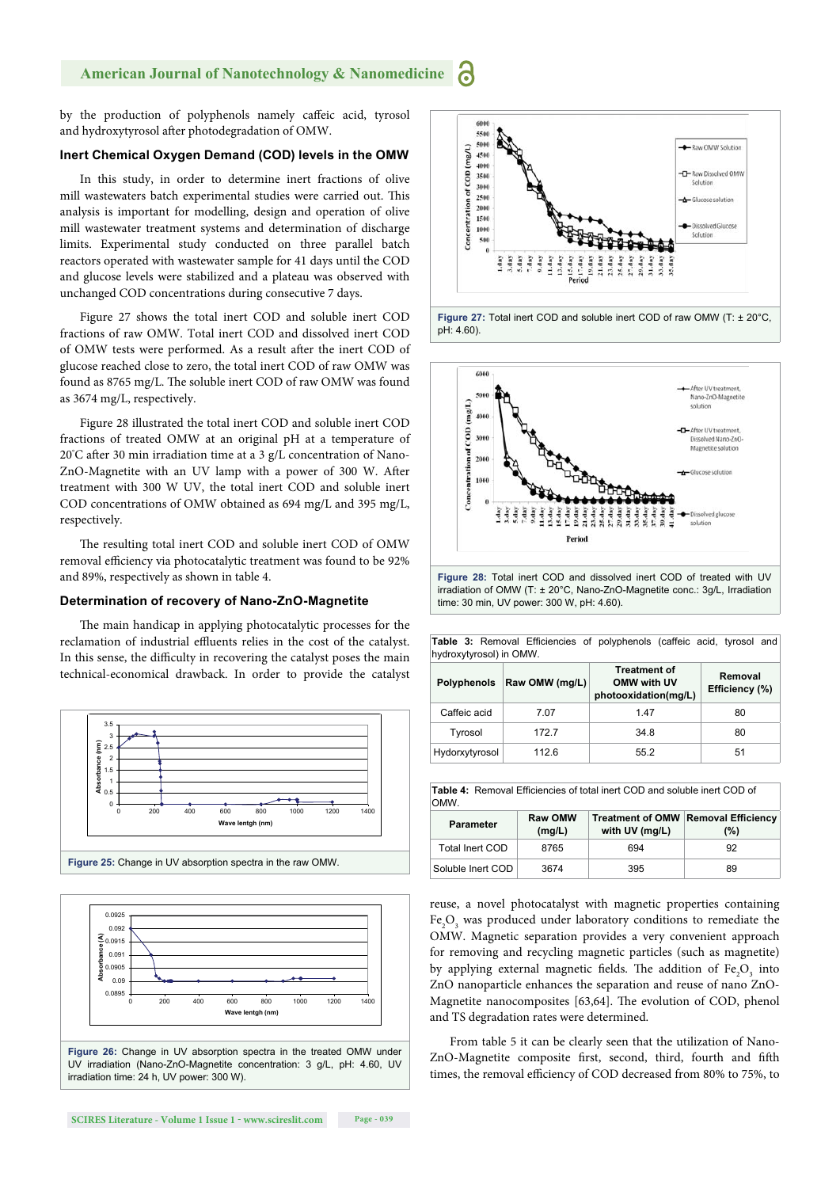by the production of polyphenols namely caffeic acid, tyrosol and hydroxytyrosol after photodegradation of OMW.

### Inert Chemical Oxygen Demand (COD) levels in the OMW

In this study, in order to determine inert fractions of olive mill wastewaters batch experimental studies were carried out. This analysis is important for modelling, design and operation of olive mill wastewater treatment systems and determination of discharge limits. Experimental study conducted on three parallel batch reactors operated with wastewater sample for 41 days until the COD and glucose levels were stabilized and a plateau was observed with unchanged COD concentrations during consecutive 7 days.

Figure 27 shows the total inert COD and soluble inert COD fractions of raw OMW. Total inert COD and dissolved inert COD of OMW tests were performed. As a result after the inert COD of glucose reached close to zero, the total inert COD of raw OMW was found as 8765 mg/L. The soluble inert COD of raw OMW was found as 3674 mg/L, respectively.

Figure 28 illustrated the total inert COD and soluble inert COD fractions of treated OMW at an original pH at a temperature of 20°C after 30 min irradiation time at a 3 g/L concentration of Nano-ZnO-Magnetite with an UV lamp with a power of 300 W. After treatment with 300 W UV, the total inert COD and soluble inert COD concentrations of OMW obtained as 694 mg/L and 395 mg/L, respectively.

The resulting total inert COD and soluble inert COD of OMW removal efficiency via photocatalytic treatment was found to be 92% and 89%, respectively as shown in table 4.

### Determination of recovery of Nano-ZnO-Magnetite

The main handicap in applying photocatalytic processes for the reclamation of industrial effluents relies in the cost of the catalyst. In this sense, the difficulty in recovering the catalyst poses the main technical-economical drawback. In order to provide the catalyst reuse, a novel photocatalyst with magnetic properties containing $Fe_2O_3$ was produced under laboratory conditions to remediate the OMW. Magnetic separation provides a very convenient approach for removing and recycling magnetic particles (such as magnetite) by applying external magnetic fields. The addition of $Fe_2O_3$ into ZnO nanoparticle enhances the separation and reuse of nano ZnO-Magnetite nanocomposites [63,64]. The evolution of COD, phenol and TS degradation rates were determined.

From table 5 it can be clearly seen that the utilization of Nano-ZnO-Magnetite composite first, second, third, fourth and fifth times, the removal efficiency of COD decreased from 80% to 75%, to

Figure 25: Change in UV absorption spectra in the raw OMW.

Figure 26: Change in UV absorption spectra in the treated OMW under UV irradiation (Nano-ZnO-Magnetite concentration: 3 g/L, pH: 4.60, UV irradiation time: 24 h, UV power: 300 W).

Figure 27: Total inert COD and soluble inert COD of raw OMW (T: ± 20°C, pH: 4.60).

Figure 28: Total inert COD and dissolved inert COD of treated with UV irradiation of OMW (T: ± 20°C, Nano-ZnO-Magnetite conc.: 3g/L, Irradiation time: 30 min, UV power: 300 W, pH: 4.60).

Table 3: Removal Efficiencies of polyphenols (caffeic acid, tyrosol and hydroxytyrosol) in OMW.

| Polyphenols | Raw OMW (mg/L) | Treatment of OMW with UV photooxidation(mg/L) | Removal Efficiency (%) |
|---|---|---|---|
| Caffeic acid | 7.07 | 1.47 | 80 |
| Tyrosol | 172.7 | 34.8 | 80 |
| Hydorxytyrosol | 112.6 | 55.2 | 51 |

Table 4: Removal Efficiencies of total inert COD and soluble inert COD of OMW.

| Parameter | Raw OMW (mg/L) | Treatment of OMW with UV (mg/L) | Removal Efficiency (%) |
|---|---|---|---|
| Total Inert COD | 8765 | 694 | 92 |
| Soluble Inert COD | 3674 | 395 | 89 |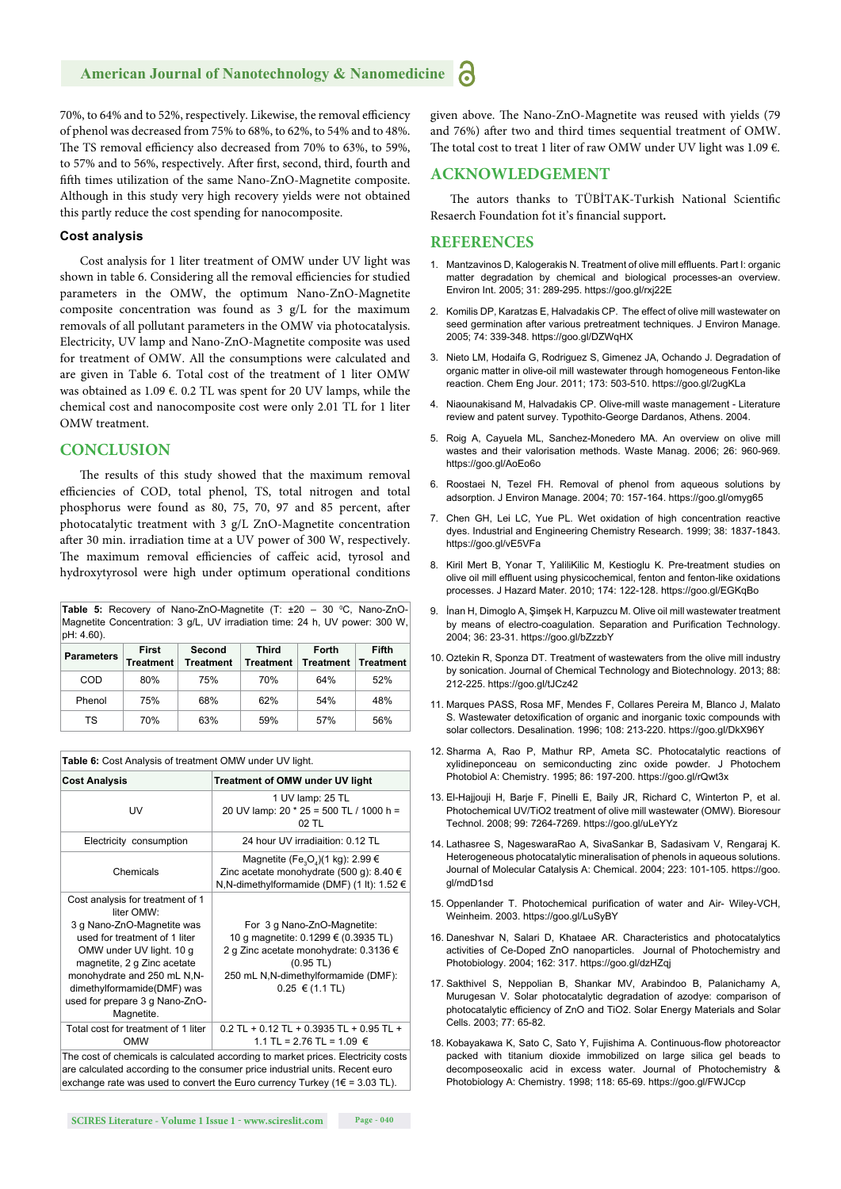70%, to 64% and to 52%, respectively. Likewise, the removal efficiency of phenol was decreased from 75% to 68%, to 62%, to 54% and to 48%. The TS removal efficiency also decreased from 70% to 63%, to 59%, to 57% and to 56%, respectively. After first, second, third, fourth and fifth times utilization of the same Nano-ZnO-Magnetite composite. Although in this study very high recovery yields were not obtained this partly reduce the cost spending for nanocomposite.

### Cost analysis

Cost analysis for 1 liter treatment of OMW under UV light was shown in table 6. Considering all the removal efficiencies for studied parameters in the OMW, the optimum Nano-ZnO-Magnetite composite concentration was found as 3 g/L for the maximum removals of all pollutant parameters in the OMW via photocatalysis. Electricity, UV lamp and Nano-ZnO-Magnetite composite was used for treatment of OMW. All the consumptions were calculated and are given in Table 6. Total cost of the treatment of 1 liter OMW was obtained as 1.09 €. 0.2 TL was spent for 20 UV lamps, while the chemical cost and nanocomposite cost were only 2.01 TL for 1 liter OMW treatment.

## CONCLUSION

The results of this study showed that the maximum removal efficiencies of COD, total phenol, TS, total nitrogen and total phosphorus were found as 80, 75, 70, 97 and 85 percent, after photocatalytic treatment with 3 g/L ZnO-Magnetite concentration after 30 min. irradiation time at a UV power of 300 W, respectively. The maximum removal efficiencies of caffeic acid, tyrosol and hydroxytyrosol were high under optimum operational conditions given above. The Nano-ZnO-Magnetite was reused with yields (79 and 76%) after two and third times sequential treatment of OMW. The total cost to treat 1 liter of raw OMW under UV light was 1.09 €.

**Table 5:** Recovery of Nano-ZnO-Magnetite (T: ±20 – 30 °C, Nano-ZnO-Magnetite Concentration: 3 g/L, UV irradiation time: 24 h, UV power: 300 W, pH: 4.60).

| Parameters | First Treatment | Second Treatment | Third Treatment | Forth Treatment | Fifth Treatment |
|---|---|---|---|---|---|
| COD | 80% | 75% | 70% | 64% | 52% |
| Phenol | 75% | 68% | 62% | 54% | 48% |
| TS | 70% | 63% | 59% | 57% | 56% |

**Table 6:** Cost Analysis of treatment OMW under UV light.

| Cost Analysis | Treatment of OMW under UV light |
|---|---|
| UV | 1 UV lamp: 25 TL<br>20 UV lamp: 20 * 25 = 500 TL / 1000 h = 02 TL |
| Electricity consumption | 24 hour UV irradiaition: 0.12 TL |
| Chemicals | Magnetite ($Fe_3O_4$)(1 kg): 2.99 €<br>Zinc acetate monohydrate (500 g): 8.40 €<br>N,N-dimethylformamide (DMF) (1 lt): 1.52 € |
| Cost analysis for treatment of 1 liter OMW:<br>3 g Nano-ZnO-Magnetite was used for treatment of 1 liter OMW under UV light. 10 g magnetite, 2 g Zinc acetate monohydrate and 250 mL N,N-dimethylformamide(DMF) was used for prepare 3 g Nano-ZnO-Magnetite. | For 3 g Nano-ZnO-Magnetite:<br>10 g magnetite: 0.1299 € (0.3935 TL)<br>2 g Zinc acetate monohydrate: 0.3136 € (0.95 TL)<br>250 mL N,N-dimethylformamide (DMF): 0.25 € (1.1 TL) |
| Total cost for treatment of 1 liter OMW | 0.2 TL + 0.12 TL + 0.3935 TL + 0.95 TL + 1.1 TL = 2.76 TL = 1.09 € |

The cost of chemicals is calculated according to market prices. Electricity costs are calculated according to the consumer price industrial units. Recent euro exchange rate was used to convert the Euro currency Turkey (1€ = 3.03 TL).

## ACKNOWLEDGEMENT

The autors thanks to TÜBİTAK-Turkish National Scientific Resaerch Foundation fot it's financial support**.**

## REFERENCES

1. Mantzavinos D, Kalogerakis N. Treatment of olive mill effluents. Part I: organic matter degradation by chemical and biological processes-an overview. Environ Int. 2005; 31: 289-295. https://goo.gl/rxj22E
2. Komilis DP, Karatzas E, Halvadakis CP. The effect of olive mill wastewater on seed germination after various pretreatment techniques. J Environ Manage. 2005; 74: 339-348. https://goo.gl/DZWqHX
3. Nieto LM, Hodaifa G, Rodriguez S, Gimenez JA, Ochando J. Degradation of organic matter in olive-oil mill wastewater through homogeneous Fenton-like reaction. Chem Eng Jour. 2011; 173: 503-510. https://goo.gl/2ugKLa
4. Niaounakisand M, Halvadakis CP. Olive-mill waste management - Literature review and patent survey. Typothito-George Dardanos, Athens. 2004.
5. Roig A, Cayuela ML, Sanchez-Monedero MA. An overview on olive mill wastes and their valorisation methods. Waste Manag. 2006; 26: 960-969. https://goo.gl/AoEo6o
6. Roostaei N, Tezel FH. Removal of phenol from aqueous solutions by adsorption. J Environ Manage. 2004; 70: 157-164. https://goo.gl/omyg65
7. Chen GH, Lei LC, Yue PL. Wet oxidation of high concentration reactive dyes. Industrial and Engineering Chemistry Research. 1999; 38: 1837-1843. https://goo.gl/vE5VFa
8. Kiril Mert B, Yonar T, Yalili̇Kilic M, Kestioglu K. Pre-treatment studies on olive oil mill effluent using physicochemical, fenton and fenton-like oxidations processes. J Hazard Mater. 2010; 174: 122-128. https://goo.gl/EGKqBo
9. İnan H, Dimoglo A, Şimşek H, Karpuzcu M. Olive oil mill wastewater treatment by means of electro-coagulation. Separation and Purification Technology. 2004; 36: 23-31. https://goo.gl/bZzzbY
10. Oztekin R, Sponza DT. Treatment of wastewaters from the olive mill industry by sonication. Journal of Chemical Technology and Biotechnology. 2013; 88: 212-225. https://goo.gl/tJCz42
11. Marques PASS, Rosa MF, Mendes F, Collares Pereira M, Blanco J, Malato S. Wastewater detoxification of organic and inorganic toxic compounds with solar collectors. Desalination. 1996; 108: 213-220. https://goo.gl/DkX96Y
12. Sharma A, Rao P, Mathur RP, Ameta SC. Photocatalytic reactions of xylidineponceau on semiconducting zinc oxide powder. J Photochem Photobiol A: Chemistry. 1995; 86: 197-200. https://goo.gl/rQwt3x
13. El-Hajjouji H, Barje F, Pinelli E, Baily JR, Richard C, Winterton P, et al. Photochemical UV/TiO2 treatment of olive mill wastewater (OMW). Bioresour Technol. 2008; 99: 7264-7269. https://goo.gl/uLeYYz
14. Lathasree S, NageswaraRao A, SivaSankar B, Sadasivam V, Rengaraj K. Heterogeneous photocatalytic mineralisation of phenols in aqueous solutions. Journal of Molecular Catalysis A: Chemical. 2004; 223: 101-105. https://goo.gl/mdD1sd
15. Oppenlander T. Photochemical purification of water and Air- Wiley-VCH, Weinheim. 2003. https://goo.gl/LuSyBY
16. Daneshvar N, Salari D, Khataee AR. Characteristics and photocatalytics activities of Ce-Doped ZnO nanoparticles. Journal of Photochemistry and Photobiology. 2004; 162: 317. https://goo.gl/dzHZqj
17. Sakthivel S, Neppolian B, Shankar MV, Arabindoo B, Palanichamy A, Murugesan V. Solar photocatalytic degradation of azodye: comparison of photocatalytic efficiency of ZnO and TiO2. Solar Energy Materials and Solar Cells. 2003; 77: 65-82.
18. Kobayakawa K, Sato C, Sato Y, Fujishima A. Continuous-flow photoreactor packed with titanium dioxide immobilized on large silica gel beads to decomposeoxalic acid in excess water. Journal of Photochemistry & Photobiology A: Chemistry. 1998; 118: 65-69. https://goo.gl/FWJCcp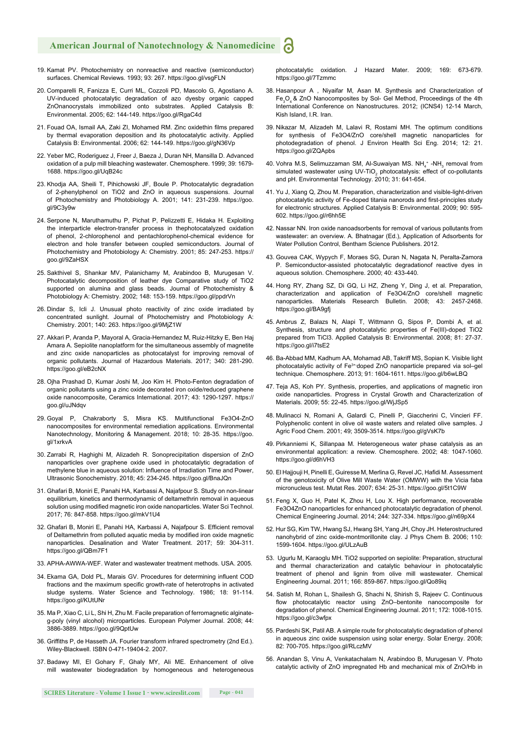19. Kamat PV. Photochemistry on nonreactive and reactive (semiconductor) surfaces. Chemical Reviews. 1993; 93: 267. https://goo.gl/vsgFLN

20. Comparelli R, Fanizza E, Curri ML, Cozzoli PD, Mascolo G, Agostiano A. UV-induced photocatalytic degradation of azo dyesby organic capped ZnOnanocrystals immobilized onto substrates. Applied Catalysis B: Environmental. 2005; 62: 144-149. https://goo.gl/RgaC4d

21. Fouad OA, Ismail AA, Zaki ZI, Mohamed RM. Zinc oxidethin films prepared by thermal evaporation deposition and its photocatalytic activity. Applied Catalysis B: Environmental. 2006; 62: 144-149. https://goo.gl/gN36Vp

22. Yeber MC, Roderiguez J, Freer J, Baeza J, Duran NH, Mansilla D. Advanced oxidation of a pulp mill bleaching wastewater. Chemosphere. 1999; 39: 1679-1688. https://goo.gl/UqB24c

23. Khodja AA, Sheili T, Pihichowski JF, Boule P. Photocatalytic degradation of 2-phenylphenol on TiO2 and ZnO in aqueous suspensions. Journal of Photochemistry and Photobiology A. 2001; 141: 231-239. https://goo.gl/9C3y9w

24. Serpone N, Maruthamuthu P, Pichat P, Pelizzetti E, Hidaka H. Exploiting the interparticle electron-transfer process in thephotocatalyzed oxidation of phenol, 2-chlorophenol and pentachlorophenol-chemical evidence for electron and hole transfer between coupled semiconductors. Journal of Photochemistry and Photobiology A: Chemistry. 2001; 85: 247-253. https://goo.gl/9ZaHSX

25. Sakthivel S, Shankar MV, Palanichamy M, Arabindoo B, Murugesan V. Photocatalytic decomposition of leather dye Comparative study of TiO2 supported on alumina and glass beads. Journal of Photochemistry & Photobiology A: Chemistry. 2002; 148: 153-159. https://goo.gl/ppdrVn

26. Dindar S, Icli J. Unusual photo reactivity of zinc oxide irradiated by concentrated sunlight. Journal of Photochemistry and Photobiology A: Chemistry. 2001; 140: 263. https://goo.gl/9MjZ1W

27. Akkari P, Aranda P, Mayoral A, Gracia-Hernandez M, Ruiz-Hitzky E, Ben Haj Amara A. Sepiolite nanoplatform for the simultaneous assembly of magnetite and zinc oxide nanoparticles as photocatalyst for improving removal of organic pollutants. Journal of Hazardous Materials. 2017; 340: 281-290. https://goo.gl/eB2cNX

28. Ojha Prashad D, Kumar Joshi M, Joo Kim H. Photo-Fenton degradation of organic pollutants using a zinc oxide decorated iron oxide/reduced graphene oxide nanocomposite, Ceramics International. 2017; 43: 1290-1297. https://goo.gl/uJNdqv

29. Goyal P, Chakraborty S, Misra KS. Multifunctional Fe3O4-ZnO nanocomposites for environmental remediation applications. Environmental Nanotechnology, Monitoring & Management. 2018; 10: 28-35. https://goo.gl/1xrkvA

30. Zarrabi R, Haghighi M, Alizadeh R. Sonoprecipitation dispersion of ZnO nanoparticles over graphene oxide used in photocatalytic degradation of methylene blue in aqueous solution: Influence of Irradiation Time and Power, Ultrasonic Sonochemistry. 2018; 45: 234-245. https://goo.gl/BnaJQn

31. Ghafari B, Moniri E, Panahi HA, Karbassi A, Najafpour S. Study on non-linear equilibrium, kinetics and thermodynamic of deltamethrin removal in aqueous solution using modified magnetic iron oxide nanoparticles. Water Sci Technol. 2017; 76: 847-858. https://goo.gl/mkV1U4

32. Ghafari B, Moniri E, Panahi HA, Karbassi A, Najafpour S. Efficient removal of Deltamethrin from polluted aquatic media by modified iron oxide magnetic nanoparticles. Desalination and Water Treatment. 2017; 59: 304-311. https://goo.gl/QBm7F1

33. APHA-AWWA-WEF. Water and wastewater treatment methods. USA. 2005.

34. Ekama GA, Dold PL, Marais GV. Procedures for determining influent COD fractions and the maximum specific growth-rate of heterotrophs in activated sludge systems. Water Science and Technology. 1986; 18: 91-114. https://goo.gl/KUtUNr

35. Ma P, Xiao C, Li L, Shi H, Zhu M. Facile preparation of ferromagnetic alginate-g-poly (vinyl alcohol) microparticles. European Polymer Journal. 2008; 44: 3886-3889. https://goo.gl/9QptUw

36. Griffiths P, de Hasseth JA. Fourier transform infrared spectrometry (2nd Ed.). Wiley-Blackwell. ISBN 0-471-19404-2. 2007.

37. Badawy MI, El Gohary F, Ghaly MY, Ali ME. Enhancement of olive mill wastewater biodegradation by homogeneous and heterogeneous photocatalytic oxidation. J Hazard Mater. 2009; 169: 673-679. https://goo.gl/7Tzmmc

38. Hasanpour A , Niyaifar M, Asan M. Synthesis and Characterization of $Fe_3O_4$ & ZnO Nanocomposites by Sol- Gel Method, Proceedings of the 4th International Conference on Nanostructures. 2012; (ICNS4) 12-14 March, Kish Island, I.R. Iran.

39. Nikazar M, Alizadeh M, Lalavi R, Rostami MH. The optimum conditions for synthesis of Fe3O4/ZnO core/shell magnetic nanoparticles for photodegradation of phenol. J Environ Health Sci Eng. 2014; 12: 21. https://goo.gl/ZQApbs

40. Vohra M.S, Selimuzzaman SM, Al-Suwaiyan MS. $NH_4^+$ -$NH_3$ removal from simulated wastewater using UV-$TiO_2$ photocatalysis: effect of co-pollutants and pH. Environmental Technology. 2010; 31: 641-654.

41. Yu J, Xiang Q, Zhou M. Preparation, characterization and visible-light-driven photocatalytic activity of Fe-doped titania nanorods and first-principles study for electronic structures. Applied Catalysis B: Environmental. 2009; 90: 595-602. https://goo.gl/r6hh5E

42. Nassar NN. Iron oxide nanoadsorbents for removal of various pollutants from wastewater: an overview. A. Bhatnagar (Ed.), Application of Adsorbents for Water Pollution Control, Bentham Science Publishers. 2012.

43. Gouvea CAK, Wypych F, Moraes SG, Duran N, Nagata N, Peralta-Zamora P. Semiconductor-assisted photocatalytic degradationof reactive dyes in aqueous solution. Chemosphere. 2000; 40: 433-440.

44. Hong RY, Zhang SZ, Di GQ, Li HZ, Zheng Y, Ding J, et al. Preparation, characterization and application of Fe3O4/ZnO core/shell magnetic nanoparticles. Materials Research Bulletin. 2008; 43: 2457-2468. https://goo.gl/BA9gfj

45. Ambrus Z, Balazs N, Alapi T, Wittmann G, Sipos P, Dombi A, et al. Synthesis, structure and photocatalytic properties of Fe(III)-doped TiO2 prepared from TiCl3. Applied Catalysis B: Environmental. 2008; 81: 27-37. https://goo.gl/i7tsE2

46. Ba-Abbad MM, Kadhum AA, Mohamad AB, Takriff MS, Sopian K. Visible light photocatalytic activity of $Fe^{3+}$-doped ZnO nanoparticle prepared via sol–gel technique. Chemosphere. 2013; 91: 1604-1611. https://goo.gl/b6wLBQ

47. Teja AS, Koh PY. Synthesis, properties, and applications of magnetic iron oxide nanoparticles. Progress in Crystal Growth and Characterization of Materials. 2009; 55: 22-45. https://goo.gl/WjJSp5

48. Mulinacci N, Romani A, Galardi C, Pinelli P, Giaccherini C, Vincieri FF. Polyphenolic content in olive oil waste waters and related olive samples. J Agric Food Chem. 2001; 49; 3509-3514. https://goo.gl/gVsK7b

49. Pirkanniemi K, Sillanpaa M. Heterogeneous water phase catalysis as an environmental application: a review. Chemosphere. 2002; 48: 1047-1060. https://goo.gl/d6hVH3

50. El Hajjouji H, Pinelli E, Guiresse M, Merlina G, Revel JC, Hafidi M. Assessment of the genotoxicity of Olive Mill Waste Water (OMWW) with the Vicia faba micronucleus test. Mutat Res. 2007; 634: 25-31. https://goo.gl/5t1C9W

51. Feng X, Guo H, Patel K, Zhou H, Lou X. High performance, recoverable Fe3O4ZnO nanoparticles for enhanced photocatalytic degradation of phenol. Chemical Engineering Journal. 2014; 244: 327-334. https://goo.gl/n69pX4

52. Hur SG, Kim TW, Hwang SJ, Hwang SH, Yang JH, Choy JH. Heterostructured nanohybrid of zinc oxide-montmorillonite clay. J Phys Chem B. 2006; 110: 1599-1604. https://goo.gl/ULzAuB

53. Ugurlu M, Karaoglu MH. TiO2 supported on sepiolite: Preparation, structural and thermal characterization and catalytic behaviour in photocatalytic treatment of phenol and lignin from olive mill wastewater. Chemical Engineering Journal. 2011; 166: 859-867. https://goo.gl/Qo89iq

54. Satish M, Rohan L, Shailesh G, Shachi N, Shirish S, Rajeev C. Continuous flow photocatalytic reactor using ZnO–bentonite nanocomposite for degradation of phenol. Chemical Engineering Journal. 2011; 172: 1008-1015. https://goo.gl/c3wfpx

55. Pardeshi SK, Patil AB. A simple route for photocatalytic degradation of phenol in aqueous zinc oxide suspension using solar energy. Solar Energy. 2008; 82: 700-705. https://goo.gl/RLczMV

56. Anandan S, Vinu A, Venkatachalam N, Arabindoo B, Murugesan V. Photo catalytic activity of ZnO impregnated Hb and mechanical mix of ZnO/Hb in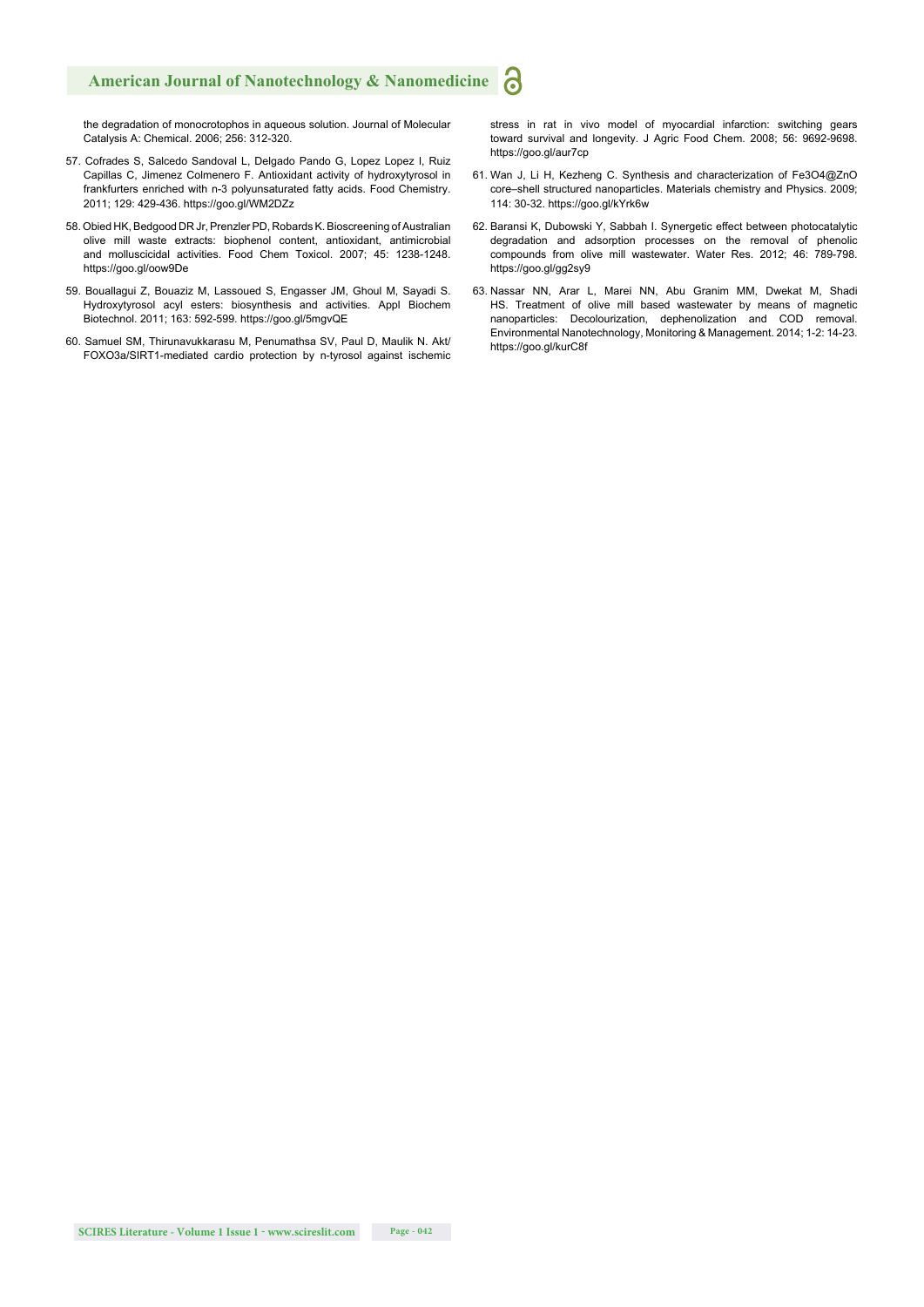the degradation of monocrotophos in aqueous solution. Journal of Molecular Catalysis A: Chemical. 2006; 256: 312-320.

57. Cofrades S, Salcedo Sandoval L, Delgado Pando G, Lopez Lopez I, Ruiz Capillas C, Jimenez Colmenero F. Antioxidant activity of hydroxytyrosol in frankfurters enriched with n-3 polyunsaturated fatty acids. Food Chemistry. 2011; 129: 429-436. https://goo.gl/WM2DZz

58. Obied HK, Bedgood DR Jr, Prenzler PD, Robards K. Bioscreening of Australian olive mill waste extracts: biophenol content, antioxidant, antimicrobial and molluscicidal activities. Food Chem Toxicol. 2007; 45: 1238-1248. https://goo.gl/oow9De

59. Bouallagui Z, Bouaziz M, Lassoued S, Engasser JM, Ghoul M, Sayadi S. Hydroxytyrosol acyl esters: biosynthesis and activities. Appl Biochem Biotechnol. 2011; 163: 592-599. https://goo.gl/5mgvQE

60. Samuel SM, Thirunavukkarasu M, Penumathsa SV, Paul D, Maulik N. Akt/FOXO3a/SIRT1-mediated cardio protection by n-tyrosol against ischemic stress in rat in vivo model of myocardial infarction: switching gears toward survival and longevity. J Agric Food Chem. 2008; 56: 9692-9698. https://goo.gl/aur7cp

61. Wan J, Li H, Kezheng C. Synthesis and characterization of $Fe_3O_4$@ZnO core–shell structured nanoparticles. Materials chemistry and Physics. 2009; 114: 30-32. https://goo.gl/kYrk6w

62. Baransi K, Dubowski Y, Sabbah I. Synergetic effect between photocatalytic degradation and adsorption processes on the removal of phenolic compounds from olive mill wastewater. Water Res. 2012; 46: 789-798. https://goo.gl/gg2sy9

63. Nassar NN, Arar L, Marei NN, Abu Granim MM, Dwekat M, Shadi HS. Treatment of olive mill based wastewater by means of magnetic nanoparticles: Decolourization, dephenolization and COD removal. Environmental Nanotechnology, Monitoring & Management. 2014; 1-2: 14-23. https://goo.gl/kurC8f